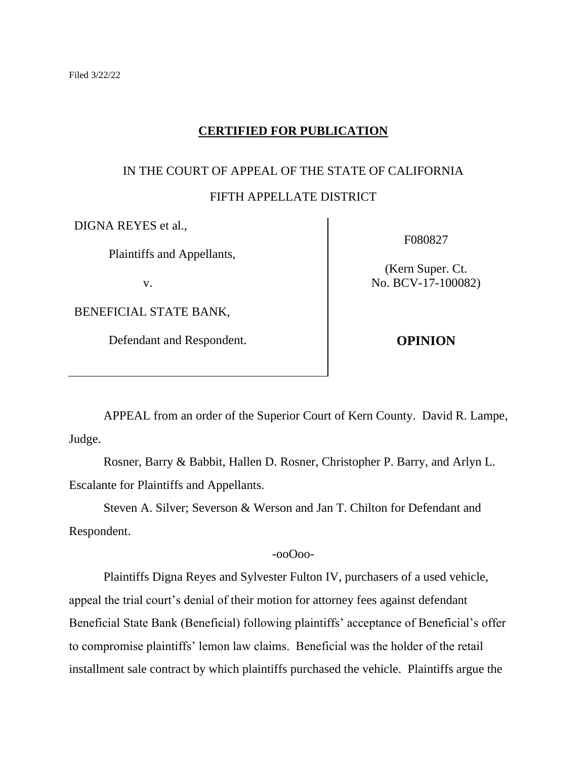Filed 3/22/22

**CERTIFIED FOR PUBLICATION**

IN THE COURT OF APPEAL OF THE STATE OF CALIFORNIA

FIFTH APPELLATE DISTRICT

| | |
|---|---|
| DIGNA REYES et al.,<br><br>Plaintiffs and Appellants,<br><br>v.<br><br>BENEFICIAL STATE BANK,<br><br>Defendant and Respondent. | F080827<br><br>(Kern Super. Ct. No. BCV-17-100082)<br><br>**OPINION** |

APPEAL from an order of the Superior Court of Kern County. David R. Lampe, Judge.

Rosner, Barry & Babbit, Hallen D. Rosner, Christopher P. Barry, and Arlyn L. Escalante for Plaintiffs and Appellants.

Steven A. Silver; Severson & Werson and Jan T. Chilton for Defendant and Respondent.

-ooOoo-

Plaintiffs Digna Reyes and Sylvester Fulton IV, purchasers of a used vehicle, appeal the trial court's denial of their motion for attorney fees against defendant Beneficial State Bank (Beneficial) following plaintiffs' acceptance of Beneficial's offer to compromise plaintiffs' lemon law claims. Beneficial was the holder of the retail installment sale contract by which plaintiffs purchased the vehicle. Plaintiffs argue the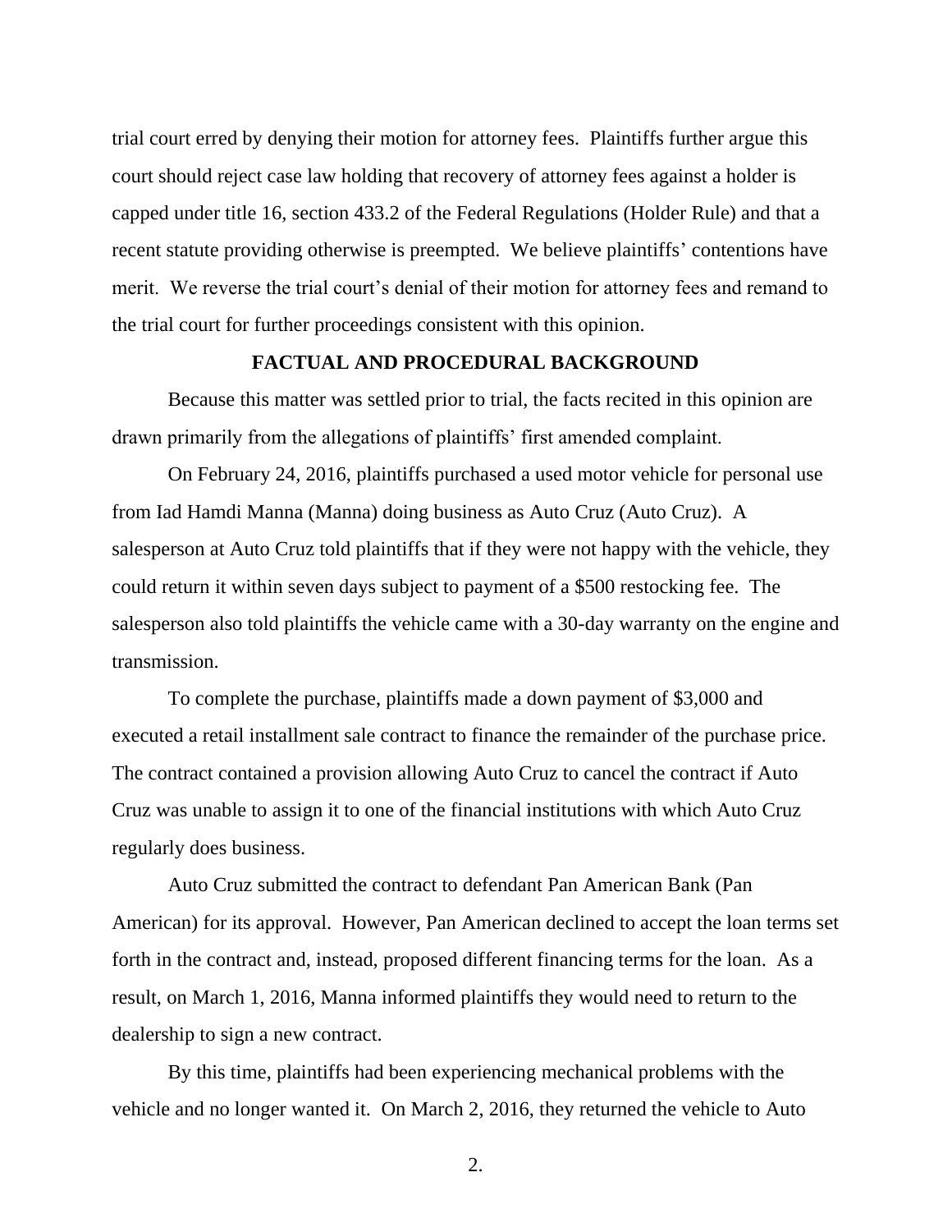trial court erred by denying their motion for attorney fees. Plaintiffs further argue this court should reject case law holding that recovery of attorney fees against a holder is capped under title 16, section 433.2 of the Federal Regulations (Holder Rule) and that a recent statute providing otherwise is preempted. We believe plaintiffs' contentions have merit. We reverse the trial court's denial of their motion for attorney fees and remand to the trial court for further proceedings consistent with this opinion.

## FACTUAL AND PROCEDURAL BACKGROUND

Because this matter was settled prior to trial, the facts recited in this opinion are drawn primarily from the allegations of plaintiffs' first amended complaint.

On February 24, 2016, plaintiffs purchased a used motor vehicle for personal use from Iad Hamdi Manna (Manna) doing business as Auto Cruz (Auto Cruz). A salesperson at Auto Cruz told plaintiffs that if they were not happy with the vehicle, they could return it within seven days subject to payment of a $500 restocking fee. The salesperson also told plaintiffs the vehicle came with a 30-day warranty on the engine and transmission.

To complete the purchase, plaintiffs made a down payment of $3,000 and executed a retail installment sale contract to finance the remainder of the purchase price. The contract contained a provision allowing Auto Cruz to cancel the contract if Auto Cruz was unable to assign it to one of the financial institutions with which Auto Cruz regularly does business.

Auto Cruz submitted the contract to defendant Pan American Bank (Pan American) for its approval. However, Pan American declined to accept the loan terms set forth in the contract and, instead, proposed different financing terms for the loan. As a result, on March 1, 2016, Manna informed plaintiffs they would need to return to the dealership to sign a new contract.

By this time, plaintiffs had been experiencing mechanical problems with the vehicle and no longer wanted it. On March 2, 2016, they returned the vehicle to Auto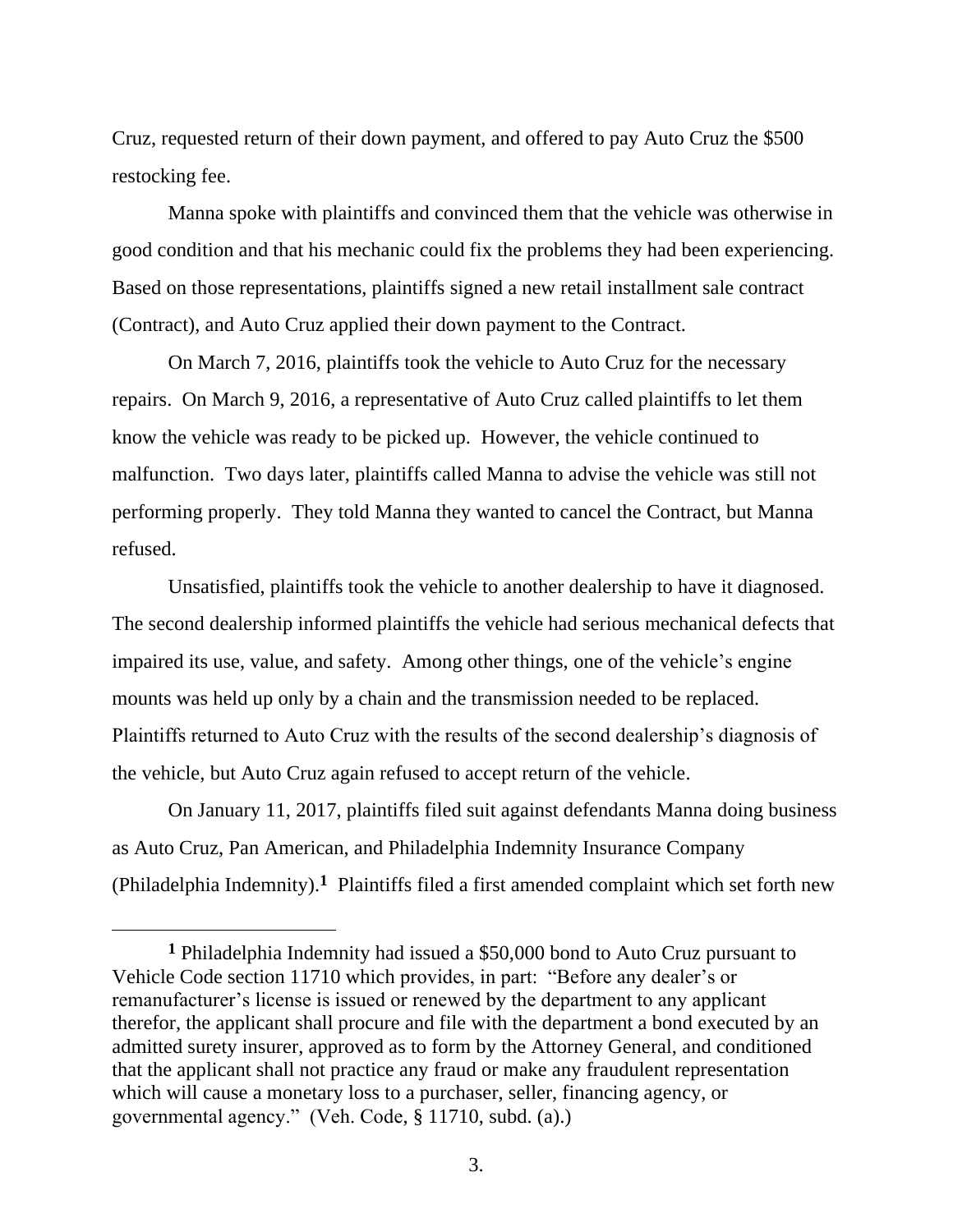Cruz, requested return of their down payment, and offered to pay Auto Cruz the $500 restocking fee.

Manna spoke with plaintiffs and convinced them that the vehicle was otherwise in good condition and that his mechanic could fix the problems they had been experiencing. Based on those representations, plaintiffs signed a new retail installment sale contract (Contract), and Auto Cruz applied their down payment to the Contract.

On March 7, 2016, plaintiffs took the vehicle to Auto Cruz for the necessary repairs. On March 9, 2016, a representative of Auto Cruz called plaintiffs to let them know the vehicle was ready to be picked up. However, the vehicle continued to malfunction. Two days later, plaintiffs called Manna to advise the vehicle was still not performing properly. They told Manna they wanted to cancel the Contract, but Manna refused.

Unsatisfied, plaintiffs took the vehicle to another dealership to have it diagnosed. The second dealership informed plaintiffs the vehicle had serious mechanical defects that impaired its use, value, and safety. Among other things, one of the vehicle's engine mounts was held up only by a chain and the transmission needed to be replaced. Plaintiffs returned to Auto Cruz with the results of the second dealership's diagnosis of the vehicle, but Auto Cruz again refused to accept return of the vehicle.

On January 11, 2017, plaintiffs filed suit against defendants Manna doing business as Auto Cruz, Pan American, and Philadelphia Indemnity Insurance Company (Philadelphia Indemnity).[1] Plaintiffs filed a first amended complaint which set forth new

---

[1] Philadelphia Indemnity had issued a $50,000 bond to Auto Cruz pursuant to Vehicle Code section 11710 which provides, in part: "Before any dealer's or remanufacturer's license is issued or renewed by the department to any applicant therefor, the applicant shall procure and file with the department a bond executed by an admitted surety insurer, approved as to form by the Attorney General, and conditioned that the applicant shall not practice any fraud or make any fraudulent representation which will cause a monetary loss to a purchaser, seller, financing agency, or governmental agency." (Veh. Code, § 11710, subd. (a).)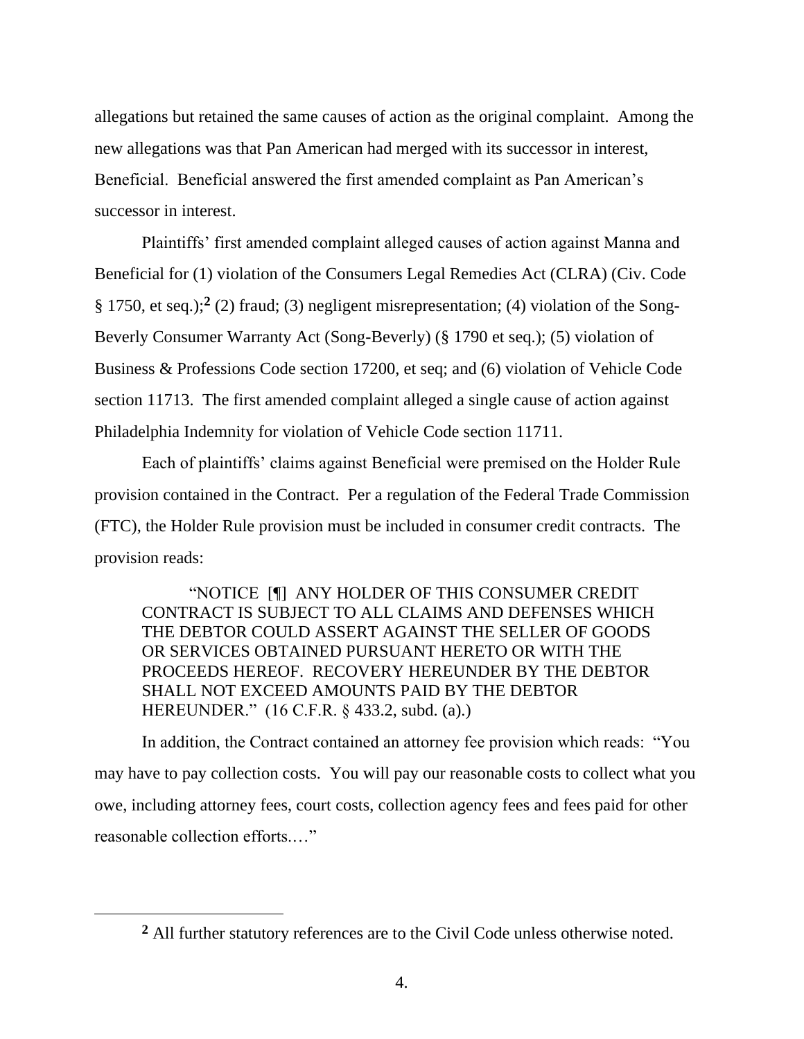allegations but retained the same causes of action as the original complaint. Among the new allegations was that Pan American had merged with its successor in interest, Beneficial. Beneficial answered the first amended complaint as Pan American's successor in interest.

Plaintiffs' first amended complaint alleged causes of action against Manna and Beneficial for (1) violation of the Consumers Legal Remedies Act (CLRA) (Civ. Code § 1750, et seq.);[2] (2) fraud; (3) negligent misrepresentation; (4) violation of the Song-Beverly Consumer Warranty Act (Song-Beverly) (§ 1790 et seq.); (5) violation of Business & Professions Code section 17200, et seq; and (6) violation of Vehicle Code section 11713. The first amended complaint alleged a single cause of action against Philadelphia Indemnity for violation of Vehicle Code section 11711.

Each of plaintiffs' claims against Beneficial were premised on the Holder Rule provision contained in the Contract. Per a regulation of the Federal Trade Commission (FTC), the Holder Rule provision must be included in consumer credit contracts. The provision reads:

> "NOTICE [¶] ANY HOLDER OF THIS CONSUMER CREDIT CONTRACT IS SUBJECT TO ALL CLAIMS AND DEFENSES WHICH THE DEBTOR COULD ASSERT AGAINST THE SELLER OF GOODS OR SERVICES OBTAINED PURSUANT HERETO OR WITH THE PROCEEDS HEREOF. RECOVERY HEREUNDER BY THE DEBTOR SHALL NOT EXCEED AMOUNTS PAID BY THE DEBTOR HEREUNDER." (16 C.F.R. § 433.2, subd. (a).)

In addition, the Contract contained an attorney fee provision which reads: "You may have to pay collection costs. You will pay our reasonable costs to collect what you owe, including attorney fees, court costs, collection agency fees and fees paid for other reasonable collection efforts.…"

---

[2] All further statutory references are to the Civil Code unless otherwise noted.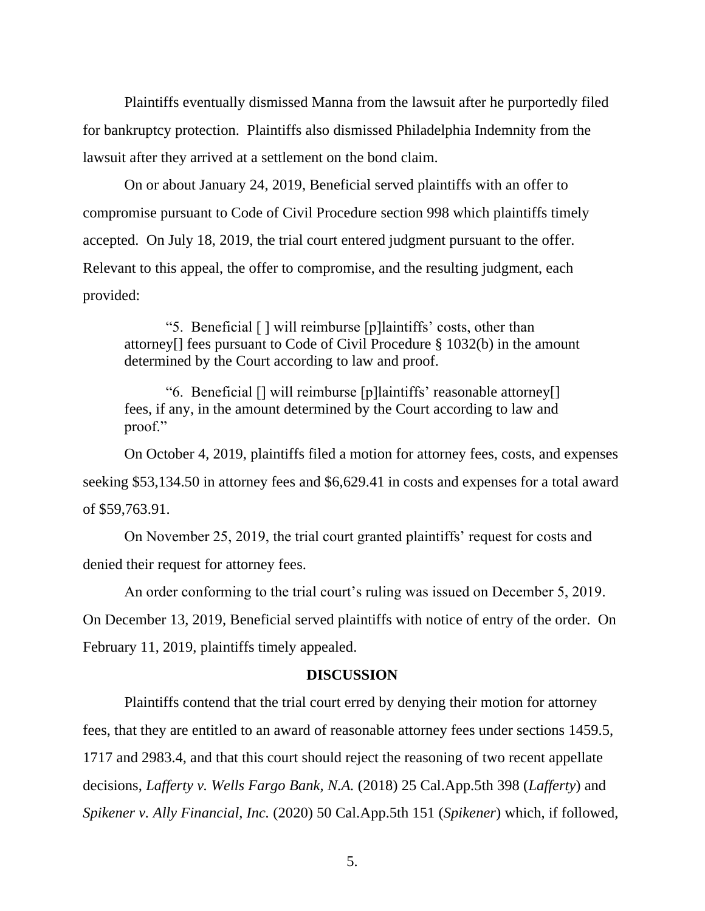Plaintiffs eventually dismissed Manna from the lawsuit after he purportedly filed for bankruptcy protection. Plaintiffs also dismissed Philadelphia Indemnity from the lawsuit after they arrived at a settlement on the bond claim.

On or about January 24, 2019, Beneficial served plaintiffs with an offer to compromise pursuant to Code of Civil Procedure section 998 which plaintiffs timely accepted. On July 18, 2019, the trial court entered judgment pursuant to the offer. Relevant to this appeal, the offer to compromise, and the resulting judgment, each provided:

> "5. Beneficial [ ] will reimburse [p]laintiffs' costs, other than attorney[] fees pursuant to Code of Civil Procedure § 1032(b) in the amount determined by the Court according to law and proof.
>
> "6. Beneficial [] will reimburse [p]laintiffs' reasonable attorney[] fees, if any, in the amount determined by the Court according to law and proof."

On October 4, 2019, plaintiffs filed a motion for attorney fees, costs, and expenses seeking $53,134.50 in attorney fees and $6,629.41 in costs and expenses for a total award of $59,763.91.

On November 25, 2019, the trial court granted plaintiffs' request for costs and denied their request for attorney fees.

An order conforming to the trial court's ruling was issued on December 5, 2019. On December 13, 2019, Beneficial served plaintiffs with notice of entry of the order. On February 11, 2019, plaintiffs timely appealed.

## DISCUSSION

Plaintiffs contend that the trial court erred by denying their motion for attorney fees, that they are entitled to an award of reasonable attorney fees under sections 1459.5, 1717 and 2983.4, and that this court should reject the reasoning of two recent appellate decisions, *Lafferty v. Wells Fargo Bank, N.A.* (2018) 25 Cal.App.5th 398 (*Lafferty*) and *Spikener v. Ally Financial, Inc.* (2020) 50 Cal.App.5th 151 (*Spikener*) which, if followed,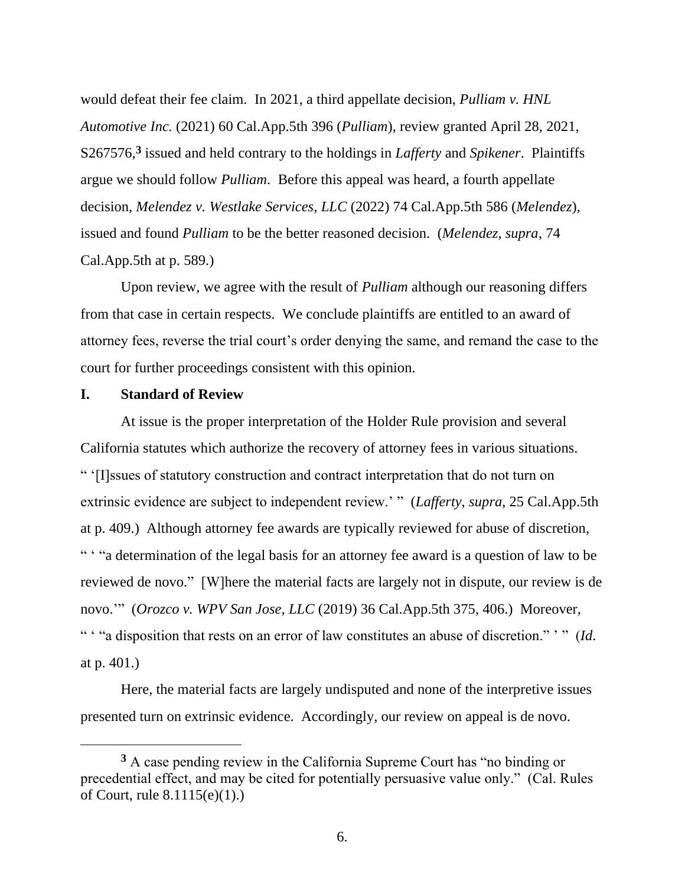would defeat their fee claim. In 2021, a third appellate decision, *Pulliam v. HNL Automotive Inc.* (2021) 60 Cal.App.5th 396 (*Pulliam*), review granted April 28, 2021, S267576,[3] issued and held contrary to the holdings in *Lafferty* and *Spikener*. Plaintiffs argue we should follow *Pulliam*. Before this appeal was heard, a fourth appellate decision, *Melendez v. Westlake Services, LLC* (2022) 74 Cal.App.5th 586 (*Melendez*), issued and found *Pulliam* to be the better reasoned decision. (*Melendez*, *supra*, 74 Cal.App.5th at p. 589.)

Upon review, we agree with the result of *Pulliam* although our reasoning differs from that case in certain respects. We conclude plaintiffs are entitled to an award of attorney fees, reverse the trial court's order denying the same, and remand the case to the court for further proceedings consistent with this opinion.

## I. Standard of Review

At issue is the proper interpretation of the Holder Rule provision and several California statutes which authorize the recovery of attorney fees in various situations. " '[I]ssues of statutory construction and contract interpretation that do not turn on extrinsic evidence are subject to independent review.' " (*Lafferty*, *supra*, 25 Cal.App.5th at p. 409.) Although attorney fee awards are typically reviewed for abuse of discretion, " ' "a determination of the legal basis for an attorney fee award is a question of law to be reviewed de novo." [W]here the material facts are largely not in dispute, our review is de novo.'" (*Orozco v. WPV San Jose, LLC* (2019) 36 Cal.App.5th 375, 406.) Moreover, " ' "a disposition that rests on an error of law constitutes an abuse of discretion." ' " (*Id*. at p. 401.)

Here, the material facts are largely undisputed and none of the interpretive issues presented turn on extrinsic evidence. Accordingly, our review on appeal is de novo.

---

[3] A case pending review in the California Supreme Court has "no binding or precedential effect, and may be cited for potentially persuasive value only." (Cal. Rules of Court, rule 8.1115(e)(1).)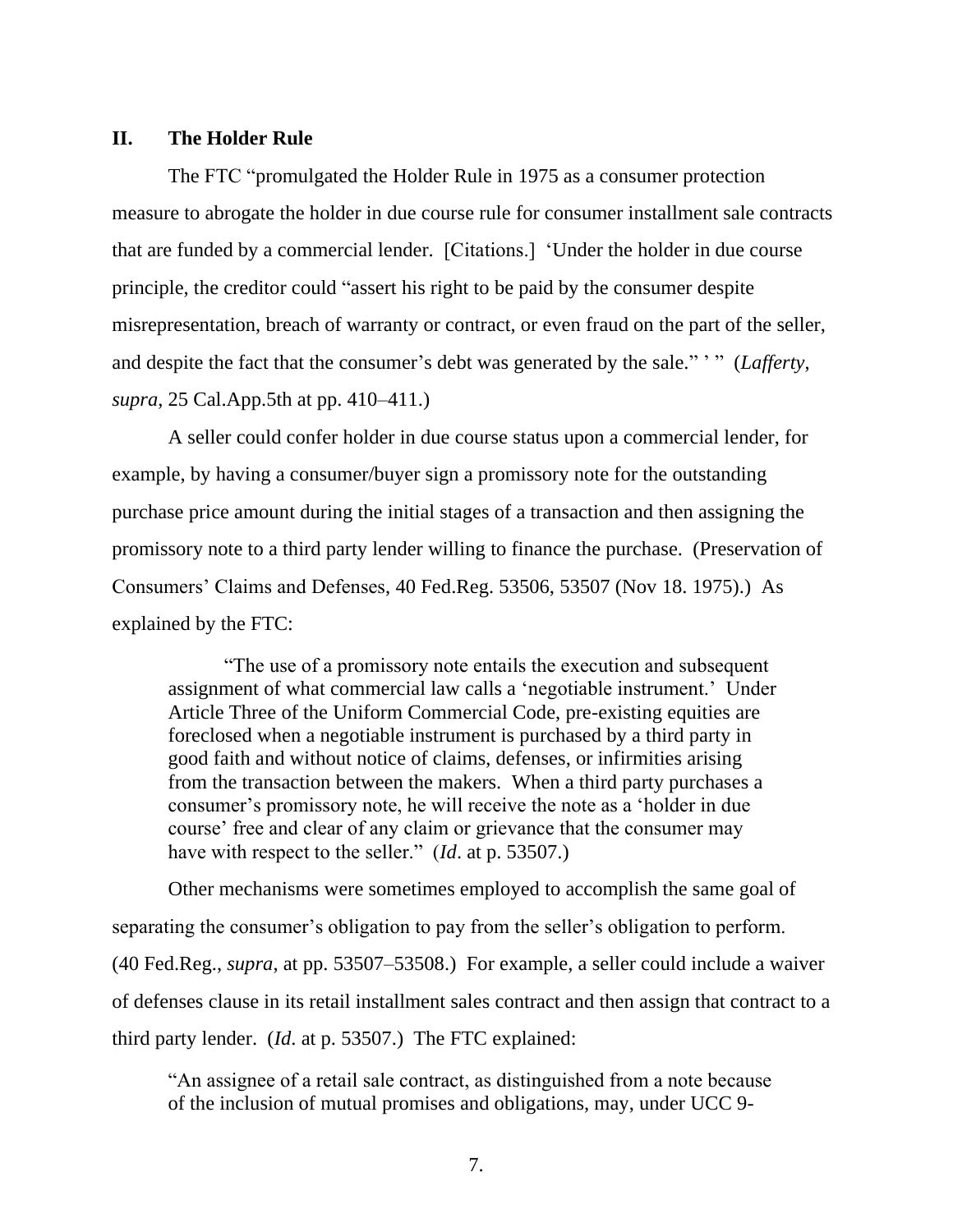## II. The Holder Rule

The FTC "promulgated the Holder Rule in 1975 as a consumer protection measure to abrogate the holder in due course rule for consumer installment sale contracts that are funded by a commercial lender. [Citations.] 'Under the holder in due course principle, the creditor could "assert his right to be paid by the consumer despite misrepresentation, breach of warranty or contract, or even fraud on the part of the seller, and despite the fact that the consumer's debt was generated by the sale." ' " (*Lafferty*, *supra*, 25 Cal.App.5th at pp. 410–411.)

A seller could confer holder in due course status upon a commercial lender, for example, by having a consumer/buyer sign a promissory note for the outstanding purchase price amount during the initial stages of a transaction and then assigning the promissory note to a third party lender willing to finance the purchase. (Preservation of Consumers' Claims and Defenses, 40 Fed.Reg. 53506, 53507 (Nov 18. 1975).) As explained by the FTC:

> "The use of a promissory note entails the execution and subsequent assignment of what commercial law calls a 'negotiable instrument.' Under Article Three of the Uniform Commercial Code, pre-existing equities are foreclosed when a negotiable instrument is purchased by a third party in good faith and without notice of claims, defenses, or infirmities arising from the transaction between the makers. When a third party purchases a consumer's promissory note, he will receive the note as a 'holder in due course' free and clear of any claim or grievance that the consumer may have with respect to the seller." (*Id*. at p. 53507.)

Other mechanisms were sometimes employed to accomplish the same goal of separating the consumer's obligation to pay from the seller's obligation to perform. (40 Fed.Reg., *supra*, at pp. 53507–53508.) For example, a seller could include a waiver of defenses clause in its retail installment sales contract and then assign that contract to a third party lender. (*Id*. at p. 53507.) The FTC explained:

> "An assignee of a retail sale contract, as distinguished from a note because of the inclusion of mutual promises and obligations, may, under UCC 9-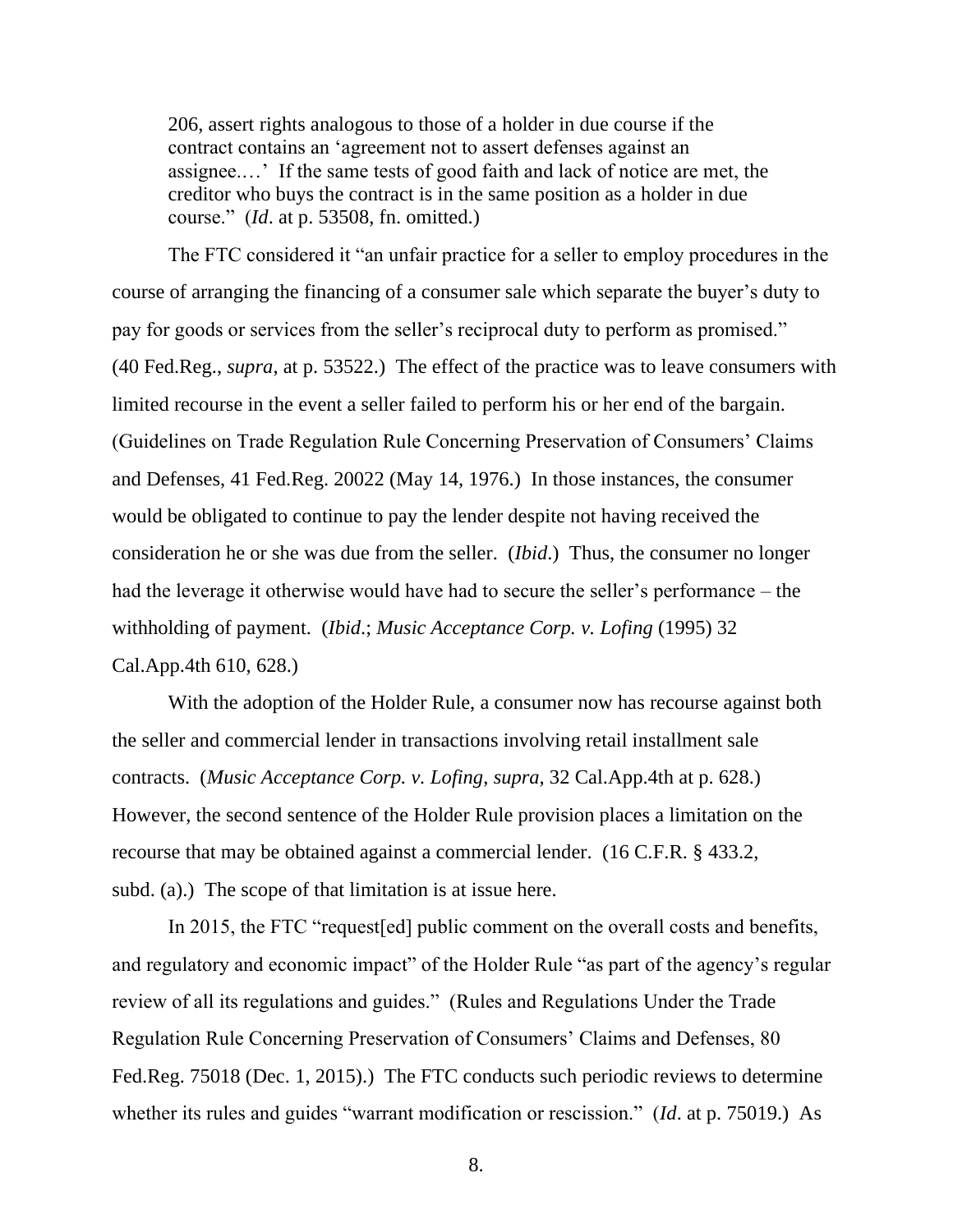206, assert rights analogous to those of a holder in due course if the contract contains an 'agreement not to assert defenses against an assignee.…' If the same tests of good faith and lack of notice are met, the creditor who buys the contract is in the same position as a holder in due course." (*Id*. at p. 53508, fn. omitted.)

The FTC considered it "an unfair practice for a seller to employ procedures in the course of arranging the financing of a consumer sale which separate the buyer's duty to pay for goods or services from the seller's reciprocal duty to perform as promised." (40 Fed.Reg., *supra,* at p. 53522.) The effect of the practice was to leave consumers with limited recourse in the event a seller failed to perform his or her end of the bargain. (Guidelines on Trade Regulation Rule Concerning Preservation of Consumers' Claims and Defenses, 41 Fed.Reg. 20022 (May 14, 1976.) In those instances, the consumer would be obligated to continue to pay the lender despite not having received the consideration he or she was due from the seller. (*Ibid*.) Thus, the consumer no longer had the leverage it otherwise would have had to secure the seller's performance – the withholding of payment. (*Ibid*.; *Music Acceptance Corp. v. Lofing* (1995) 32 Cal.App.4th 610, 628.)

With the adoption of the Holder Rule, a consumer now has recourse against both the seller and commercial lender in transactions involving retail installment sale contracts. (*Music Acceptance Corp. v. Lofing*, *supra*, 32 Cal.App.4th at p. 628.) However, the second sentence of the Holder Rule provision places a limitation on the recourse that may be obtained against a commercial lender. (16 C.F.R. § 433.2, subd. (a).) The scope of that limitation is at issue here.

In 2015, the FTC "request[ed] public comment on the overall costs and benefits, and regulatory and economic impact" of the Holder Rule "as part of the agency's regular review of all its regulations and guides." (Rules and Regulations Under the Trade Regulation Rule Concerning Preservation of Consumers' Claims and Defenses, 80 Fed.Reg. 75018 (Dec. 1, 2015).) The FTC conducts such periodic reviews to determine whether its rules and guides "warrant modification or rescission." (*Id*. at p. 75019.) As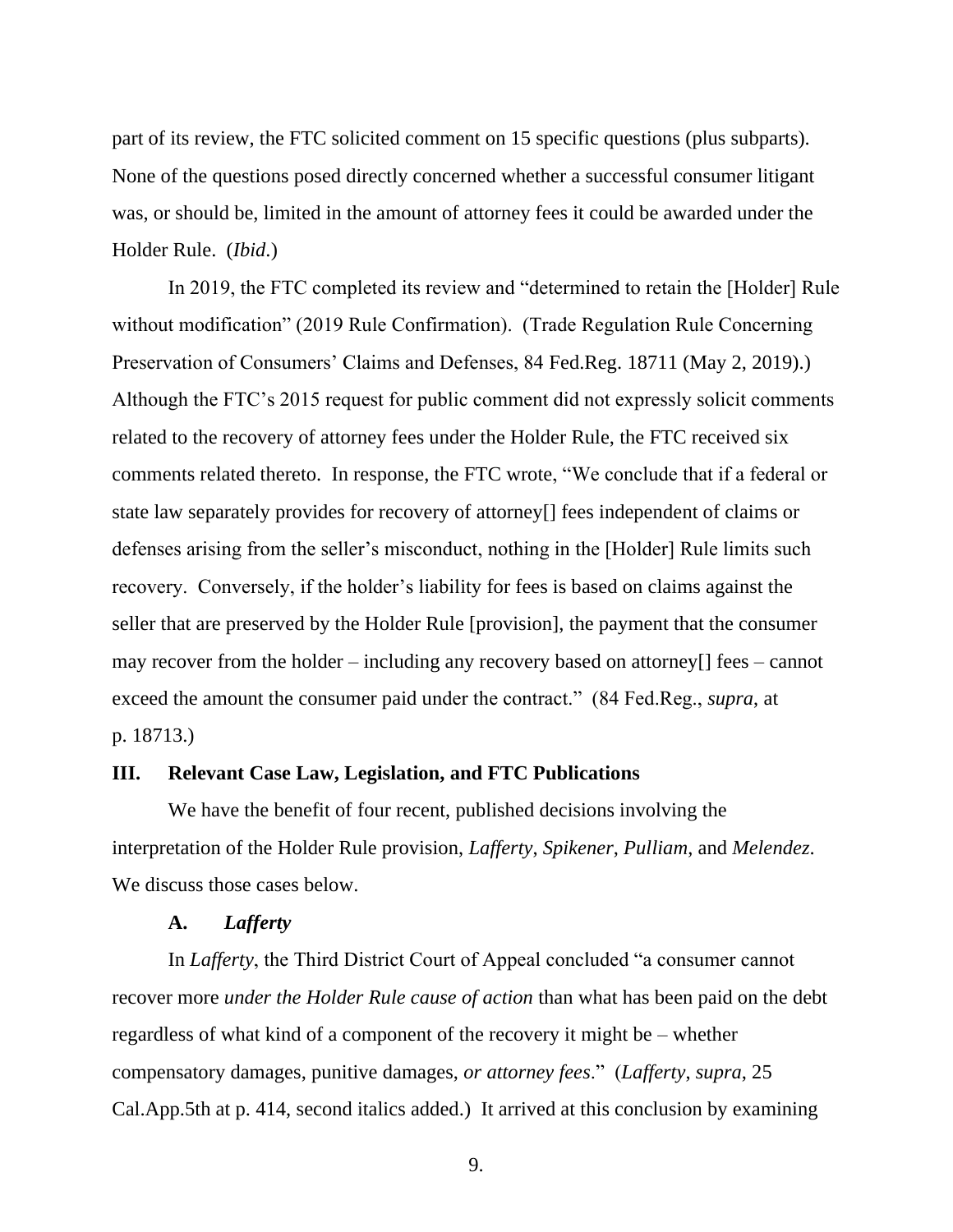part of its review, the FTC solicited comment on 15 specific questions (plus subparts). None of the questions posed directly concerned whether a successful consumer litigant was, or should be, limited in the amount of attorney fees it could be awarded under the Holder Rule. (*Ibid.*)

In 2019, the FTC completed its review and "determined to retain the [Holder] Rule without modification" (2019 Rule Confirmation). (Trade Regulation Rule Concerning Preservation of Consumers' Claims and Defenses, 84 Fed.Reg. 18711 (May 2, 2019).) Although the FTC's 2015 request for public comment did not expressly solicit comments related to the recovery of attorney fees under the Holder Rule, the FTC received six comments related thereto. In response, the FTC wrote, "We conclude that if a federal or state law separately provides for recovery of attorney[] fees independent of claims or defenses arising from the seller's misconduct, nothing in the [Holder] Rule limits such recovery. Conversely, if the holder's liability for fees is based on claims against the seller that are preserved by the Holder Rule [provision], the payment that the consumer may recover from the holder – including any recovery based on attorney[] fees – cannot exceed the amount the consumer paid under the contract." (84 Fed.Reg., *supra*, at p. 18713.)

## III. Relevant Case Law, Legislation, and FTC Publications

We have the benefit of four recent, published decisions involving the interpretation of the Holder Rule provision, *Lafferty*, *Spikener*, *Pulliam*, and *Melendez*. We discuss those cases below.

### A. *Lafferty*

In *Lafferty*, the Third District Court of Appeal concluded "a consumer cannot recover more *under the Holder Rule cause of action* than what has been paid on the debt regardless of what kind of a component of the recovery it might be – whether compensatory damages, punitive damages, *or attorney fees*." (*Lafferty*, *supra*, 25 Cal.App.5th at p. 414, second italics added.) It arrived at this conclusion by examining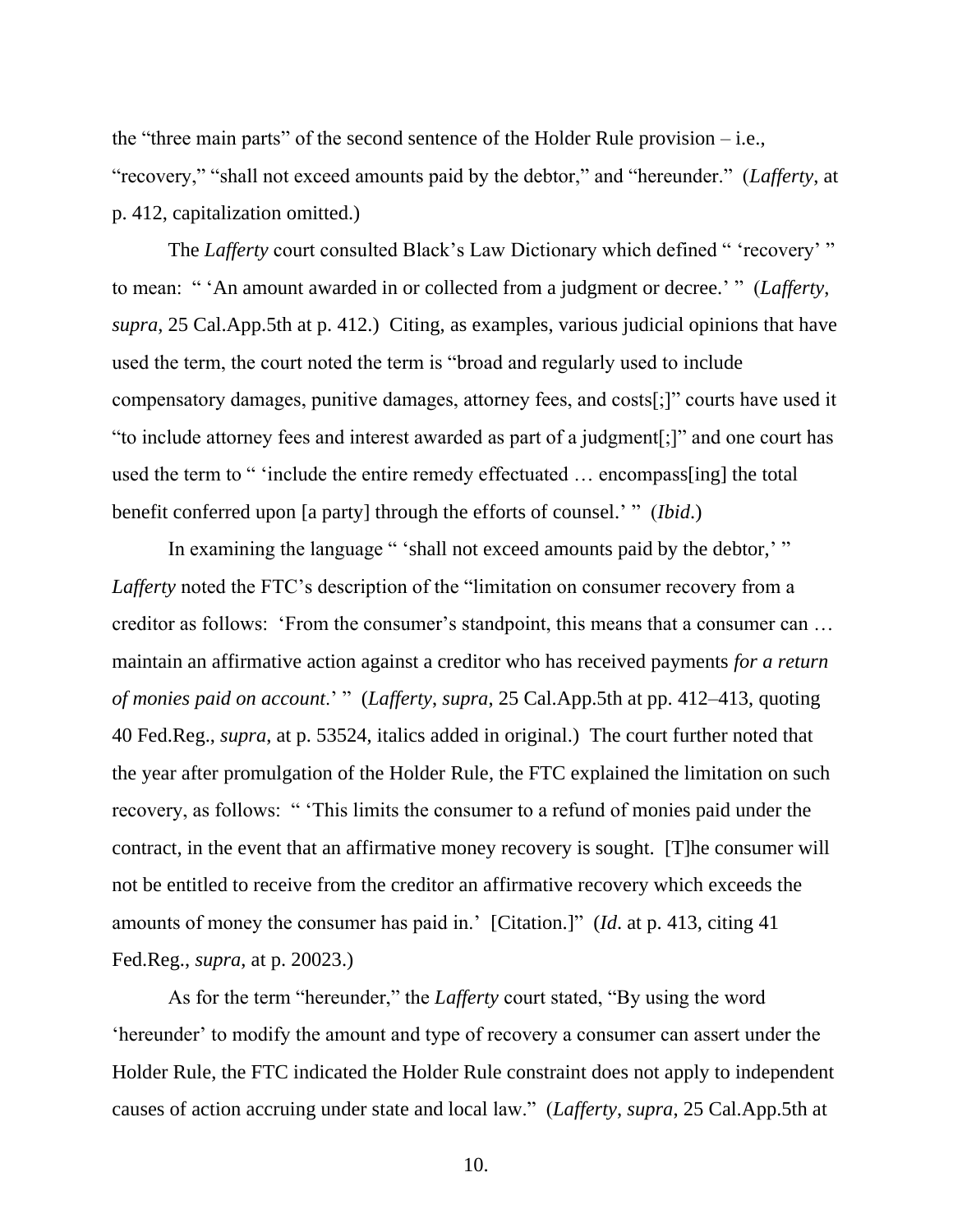the "three main parts" of the second sentence of the Holder Rule provision – i.e., "recovery," "shall not exceed amounts paid by the debtor," and "hereunder." (*Lafferty*, at p. 412, capitalization omitted.)

The *Lafferty* court consulted Black's Law Dictionary which defined " 'recovery' " to mean: " 'An amount awarded in or collected from a judgment or decree.' " (*Lafferty, supra*, 25 Cal.App.5th at p. 412.) Citing, as examples, various judicial opinions that have used the term, the court noted the term is "broad and regularly used to include compensatory damages, punitive damages, attorney fees, and costs[;]" courts have used it "to include attorney fees and interest awarded as part of a judgment[;]" and one court has used the term to " 'include the entire remedy effectuated … encompass[ing] the total benefit conferred upon [a party] through the efforts of counsel.' " (*Ibid*.)

In examining the language " 'shall not exceed amounts paid by the debtor,' " *Lafferty* noted the FTC's description of the "limitation on consumer recovery from a creditor as follows: 'From the consumer's standpoint, this means that a consumer can … maintain an affirmative action against a creditor who has received payments *for a return of monies paid on account*.' " (*Lafferty*, *supra*, 25 Cal.App.5th at pp. 412–413, quoting 40 Fed.Reg., *supra*, at p. 53524, italics added in original.) The court further noted that the year after promulgation of the Holder Rule, the FTC explained the limitation on such recovery, as follows: " 'This limits the consumer to a refund of monies paid under the contract, in the event that an affirmative money recovery is sought. [T]he consumer will not be entitled to receive from the creditor an affirmative recovery which exceeds the amounts of money the consumer has paid in.' [Citation.]" (*Id*. at p. 413, citing 41 Fed.Reg., *supra,* at p. 20023.)

As for the term "hereunder," the *Lafferty* court stated, "By using the word 'hereunder' to modify the amount and type of recovery a consumer can assert under the Holder Rule, the FTC indicated the Holder Rule constraint does not apply to independent causes of action accruing under state and local law." (*Lafferty*, *supra*, 25 Cal.App.5th at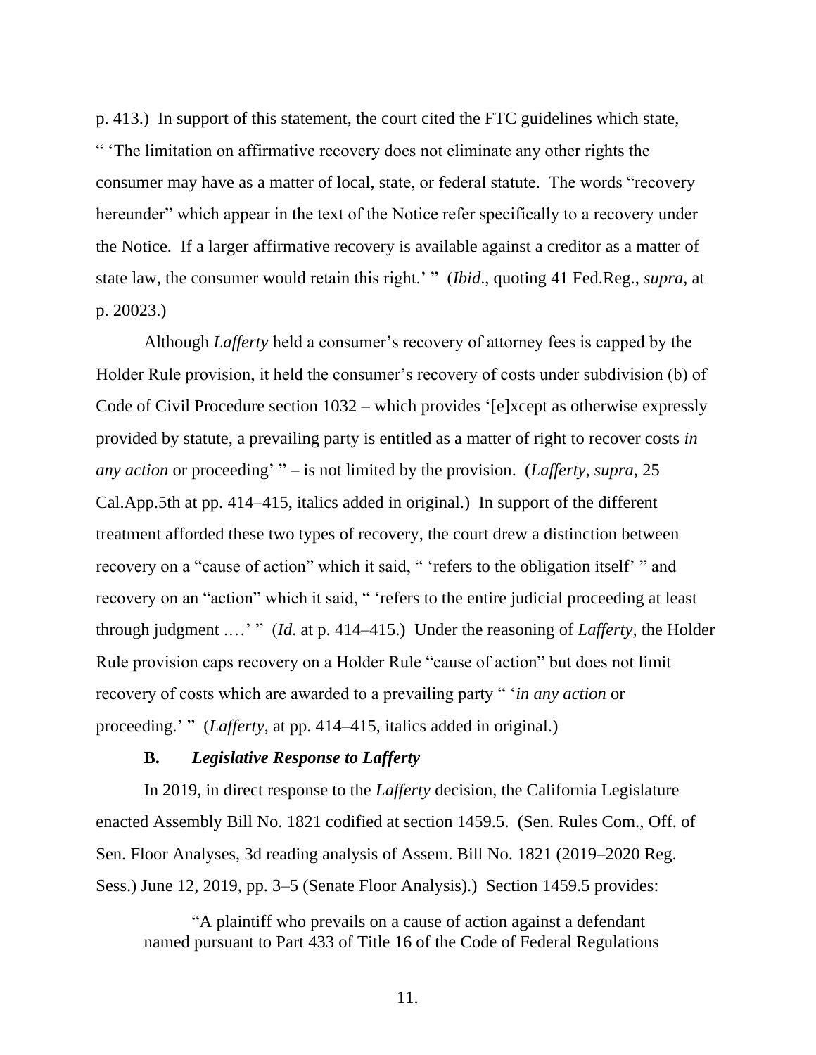p. 413.) In support of this statement, the court cited the FTC guidelines which state, " 'The limitation on affirmative recovery does not eliminate any other rights the consumer may have as a matter of local, state, or federal statute. The words "recovery hereunder" which appear in the text of the Notice refer specifically to a recovery under the Notice. If a larger affirmative recovery is available against a creditor as a matter of state law, the consumer would retain this right.' " (*Ibid*., quoting 41 Fed.Reg., *supra*, at p. 20023.)

Although *Lafferty* held a consumer's recovery of attorney fees is capped by the Holder Rule provision, it held the consumer's recovery of costs under subdivision (b) of Code of Civil Procedure section 1032 – which provides '[e]xcept as otherwise expressly provided by statute, a prevailing party is entitled as a matter of right to recover costs *in any action* or proceeding' " – is not limited by the provision. (*Lafferty*, *supra*, 25 Cal.App.5th at pp. 414–415, italics added in original.) In support of the different treatment afforded these two types of recovery, the court drew a distinction between recovery on a "cause of action" which it said, " 'refers to the obligation itself' " and recovery on an "action" which it said, " 'refers to the entire judicial proceeding at least through judgment ....' " (*Id*. at p. 414–415.) Under the reasoning of *Lafferty*, the Holder Rule provision caps recovery on a Holder Rule "cause of action" but does not limit recovery of costs which are awarded to a prevailing party " '*in any action* or proceeding.' " (*Lafferty*, at pp. 414–415, italics added in original.)

### B. *Legislative Response to Lafferty*

In 2019, in direct response to the *Lafferty* decision, the California Legislature enacted Assembly Bill No. 1821 codified at section 1459.5. (Sen. Rules Com., Off. of Sen. Floor Analyses, 3d reading analysis of Assem. Bill No. 1821 (2019–2020 Reg. Sess.) June 12, 2019, pp. 3–5 (Senate Floor Analysis).) Section 1459.5 provides:

> "A plaintiff who prevails on a cause of action against a defendant named pursuant to Part 433 of Title 16 of the Code of Federal Regulations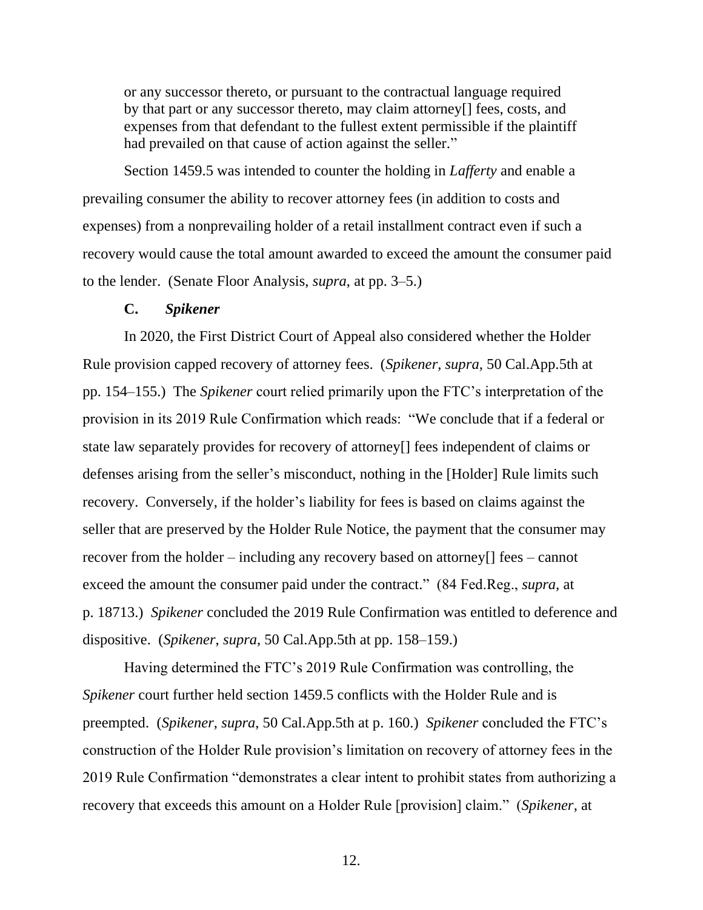> or any successor thereto, or pursuant to the contractual language required by that part or any successor thereto, may claim attorney[] fees, costs, and expenses from that defendant to the fullest extent permissible if the plaintiff had prevailed on that cause of action against the seller."

Section 1459.5 was intended to counter the holding in *Lafferty* and enable a prevailing consumer the ability to recover attorney fees (in addition to costs and expenses) from a nonprevailing holder of a retail installment contract even if such a recovery would cause the total amount awarded to exceed the amount the consumer paid to the lender. (Senate Floor Analysis, *supra*, at pp. 3–5.)

### C. *Spikener*

In 2020, the First District Court of Appeal also considered whether the Holder Rule provision capped recovery of attorney fees. (*Spikener*, *supra*, 50 Cal.App.5th at pp. 154–155.) The *Spikener* court relied primarily upon the FTC's interpretation of the provision in its 2019 Rule Confirmation which reads: "We conclude that if a federal or state law separately provides for recovery of attorney[] fees independent of claims or defenses arising from the seller's misconduct, nothing in the [Holder] Rule limits such recovery. Conversely, if the holder's liability for fees is based on claims against the seller that are preserved by the Holder Rule Notice, the payment that the consumer may recover from the holder – including any recovery based on attorney[] fees – cannot exceed the amount the consumer paid under the contract." (84 Fed.Reg., *supra*, at p. 18713.) *Spikener* concluded the 2019 Rule Confirmation was entitled to deference and dispositive. (*Spikener*, *supra*, 50 Cal.App.5th at pp. 158–159.)

Having determined the FTC's 2019 Rule Confirmation was controlling, the *Spikener* court further held section 1459.5 conflicts with the Holder Rule and is preempted. (*Spikener*, *supra*, 50 Cal.App.5th at p. 160.) *Spikener* concluded the FTC's construction of the Holder Rule provision's limitation on recovery of attorney fees in the 2019 Rule Confirmation "demonstrates a clear intent to prohibit states from authorizing a recovery that exceeds this amount on a Holder Rule [provision] claim." (*Spikener*, at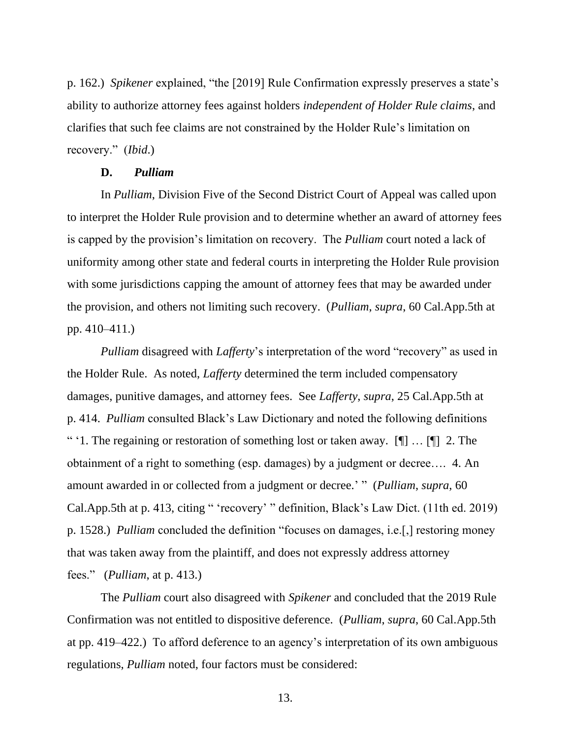p. 162.) *Spikener* explained, "the [2019] Rule Confirmation expressly preserves a state's ability to authorize attorney fees against holders *independent of Holder Rule claims*, and clarifies that such fee claims are not constrained by the Holder Rule's limitation on recovery." (*Ibid*.)

### D. *Pulliam*

In *Pulliam*, Division Five of the Second District Court of Appeal was called upon to interpret the Holder Rule provision and to determine whether an award of attorney fees is capped by the provision's limitation on recovery. The *Pulliam* court noted a lack of uniformity among other state and federal courts in interpreting the Holder Rule provision with some jurisdictions capping the amount of attorney fees that may be awarded under the provision, and others not limiting such recovery. (*Pulliam*, *supra*, 60 Cal.App.5th at pp. 410–411.)

*Pulliam* disagreed with *Lafferty*'s interpretation of the word "recovery" as used in the Holder Rule. As noted, *Lafferty* determined the term included compensatory damages, punitive damages, and attorney fees. See *Lafferty*, *supra*, 25 Cal.App.5th at p. 414. *Pulliam* consulted Black's Law Dictionary and noted the following definitions " '1. The regaining or restoration of something lost or taken away. [¶] … [¶] 2. The obtainment of a right to something (esp. damages) by a judgment or decree…. 4. An amount awarded in or collected from a judgment or decree.' " (*Pulliam*, *supra*, 60 Cal.App.5th at p. 413, citing " 'recovery' " definition, Black's Law Dict. (11th ed. 2019) p. 1528.) *Pulliam* concluded the definition "focuses on damages, i.e.[,] restoring money that was taken away from the plaintiff, and does not expressly address attorney fees." (*Pulliam*, at p. 413.)

The *Pulliam* court also disagreed with *Spikener* and concluded that the 2019 Rule Confirmation was not entitled to dispositive deference. (*Pulliam*, *supra*, 60 Cal.App.5th at pp. 419–422.) To afford deference to an agency's interpretation of its own ambiguous regulations, *Pulliam* noted, four factors must be considered: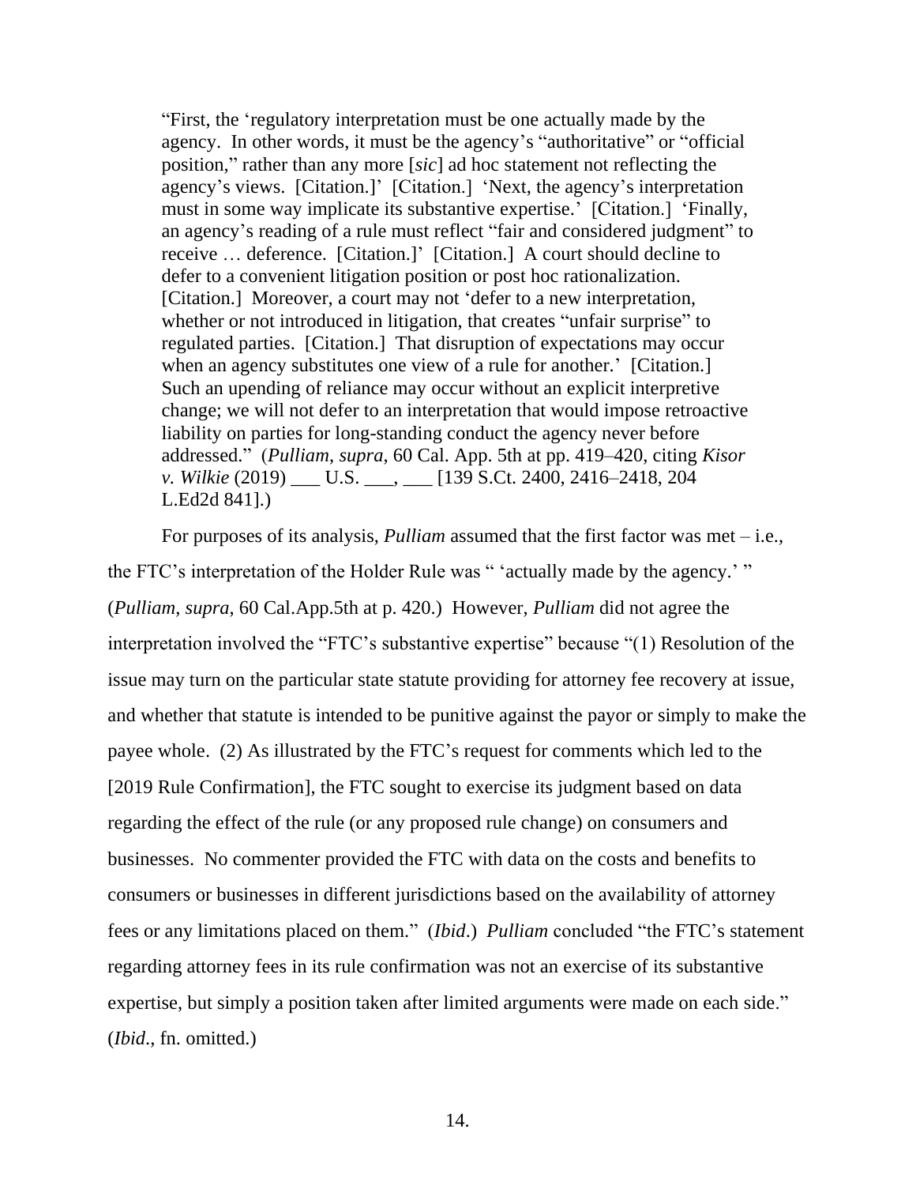> "First, the 'regulatory interpretation must be one actually made by the agency. In other words, it must be the agency's "authoritative" or "official position," rather than any more [*sic*] ad hoc statement not reflecting the agency's views. [Citation.]' [Citation.] 'Next, the agency's interpretation must in some way implicate its substantive expertise.' [Citation.] 'Finally, an agency's reading of a rule must reflect "fair and considered judgment" to receive … deference. [Citation.]' [Citation.] A court should decline to defer to a convenient litigation position or post hoc rationalization. [Citation.] Moreover, a court may not 'defer to a new interpretation, whether or not introduced in litigation, that creates "unfair surprise" to regulated parties. [Citation.] That disruption of expectations may occur when an agency substitutes one view of a rule for another.' [Citation.] Such an upending of reliance may occur without an explicit interpretive change; we will not defer to an interpretation that would impose retroactive liability on parties for long-standing conduct the agency never before addressed." (*Pulliam*, *supra*, 60 Cal. App. 5th at pp. 419–420, citing *Kisor v. Wilkie* (2019) ___ U.S. ___, ___ [139 S.Ct. 2400, 2416–2418, 204 L.Ed2d 841].)

For purposes of its analysis, *Pulliam* assumed that the first factor was met – i.e., the FTC's interpretation of the Holder Rule was " 'actually made by the agency.' " (*Pulliam*, *supra*, 60 Cal.App.5th at p. 420.) However, *Pulliam* did not agree the interpretation involved the "FTC's substantive expertise" because "(1) Resolution of the issue may turn on the particular state statute providing for attorney fee recovery at issue, and whether that statute is intended to be punitive against the payor or simply to make the payee whole. (2) As illustrated by the FTC's request for comments which led to the [2019 Rule Confirmation], the FTC sought to exercise its judgment based on data regarding the effect of the rule (or any proposed rule change) on consumers and businesses. No commenter provided the FTC with data on the costs and benefits to consumers or businesses in different jurisdictions based on the availability of attorney fees or any limitations placed on them." (*Ibid*.) *Pulliam* concluded "the FTC's statement regarding attorney fees in its rule confirmation was not an exercise of its substantive expertise, but simply a position taken after limited arguments were made on each side." (*Ibid*., fn. omitted.)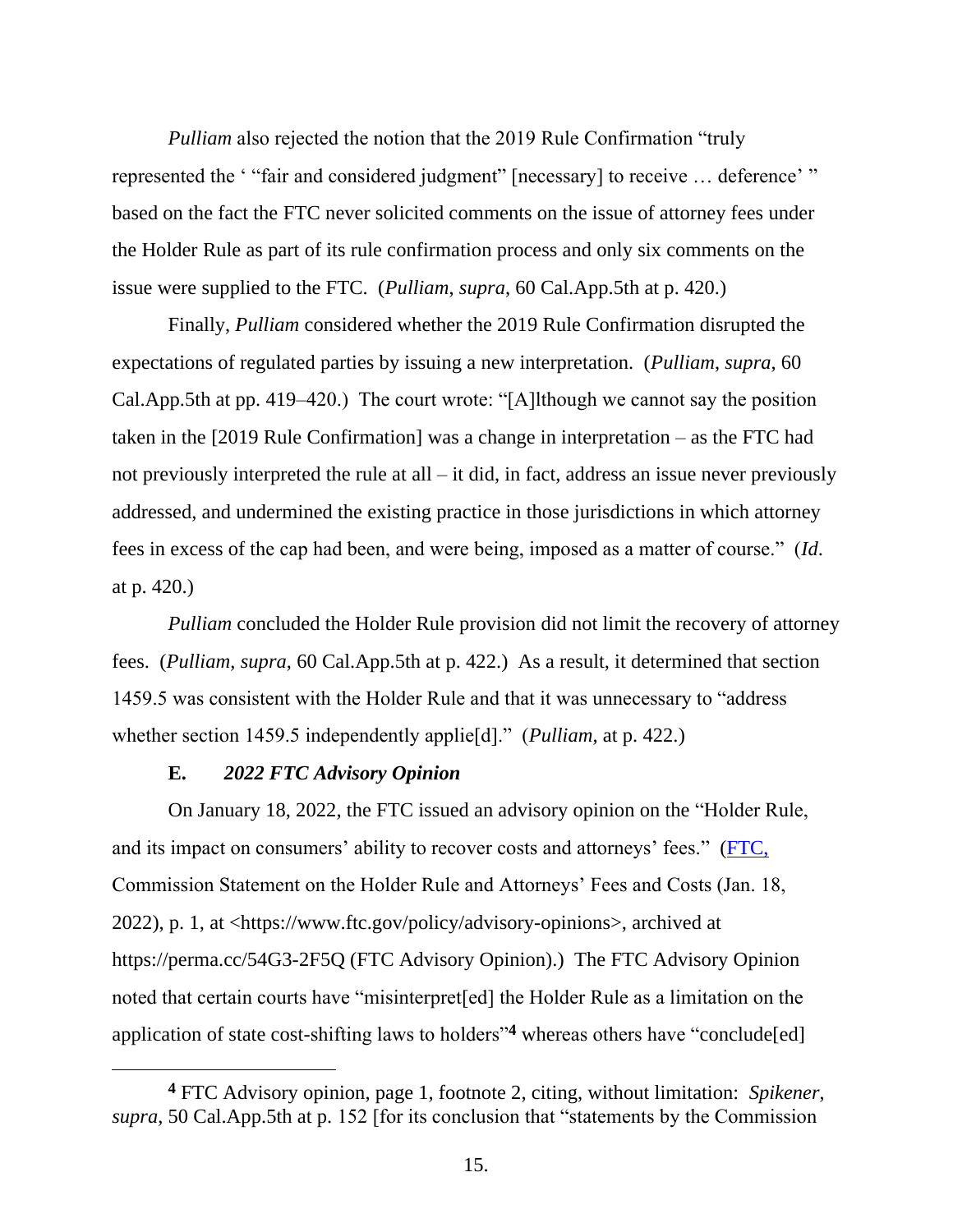*Pulliam* also rejected the notion that the 2019 Rule Confirmation "truly represented the ' "fair and considered judgment" [necessary] to receive … deference' " based on the fact the FTC never solicited comments on the issue of attorney fees under the Holder Rule as part of its rule confirmation process and only six comments on the issue were supplied to the FTC. (*Pulliam*, *supra*, 60 Cal.App.5th at p. 420.)

Finally, *Pulliam* considered whether the 2019 Rule Confirmation disrupted the expectations of regulated parties by issuing a new interpretation. (*Pulliam*, *supra*, 60 Cal.App.5th at pp. 419–420.) The court wrote: "[A]lthough we cannot say the position taken in the [2019 Rule Confirmation] was a change in interpretation – as the FTC had not previously interpreted the rule at all – it did, in fact, address an issue never previously addressed, and undermined the existing practice in those jurisdictions in which attorney fees in excess of the cap had been, and were being, imposed as a matter of course." (*Id*. at p. 420.)

*Pulliam* concluded the Holder Rule provision did not limit the recovery of attorney fees. (*Pulliam*, *supra*, 60 Cal.App.5th at p. 422.) As a result, it determined that section 1459.5 was consistent with the Holder Rule and that it was unnecessary to "address whether section 1459.5 independently applie[d]." (*Pulliam*, at p. 422.)

### E. *2022 FTC Advisory Opinion*

On January 18, 2022, the FTC issued an advisory opinion on the "Holder Rule, and its impact on consumers' ability to recover costs and attorneys' fees." (FTC, Commission Statement on the Holder Rule and Attorneys' Fees and Costs (Jan. 18, 2022), p. 1, at <https://www.ftc.gov/policy/advisory-opinions>, archived at https://perma.cc/54G3-2F5Q (FTC Advisory Opinion).) The FTC Advisory Opinion noted that certain courts have "misinterpret[ed] the Holder Rule as a limitation on the application of state cost-shifting laws to holders"[4] whereas others have "conclude[ed]

[4] FTC Advisory opinion, page 1, footnote 2, citing, without limitation: *Spikener*, *supra*, 50 Cal.App.5th at p. 152 [for its conclusion that "statements by the Commission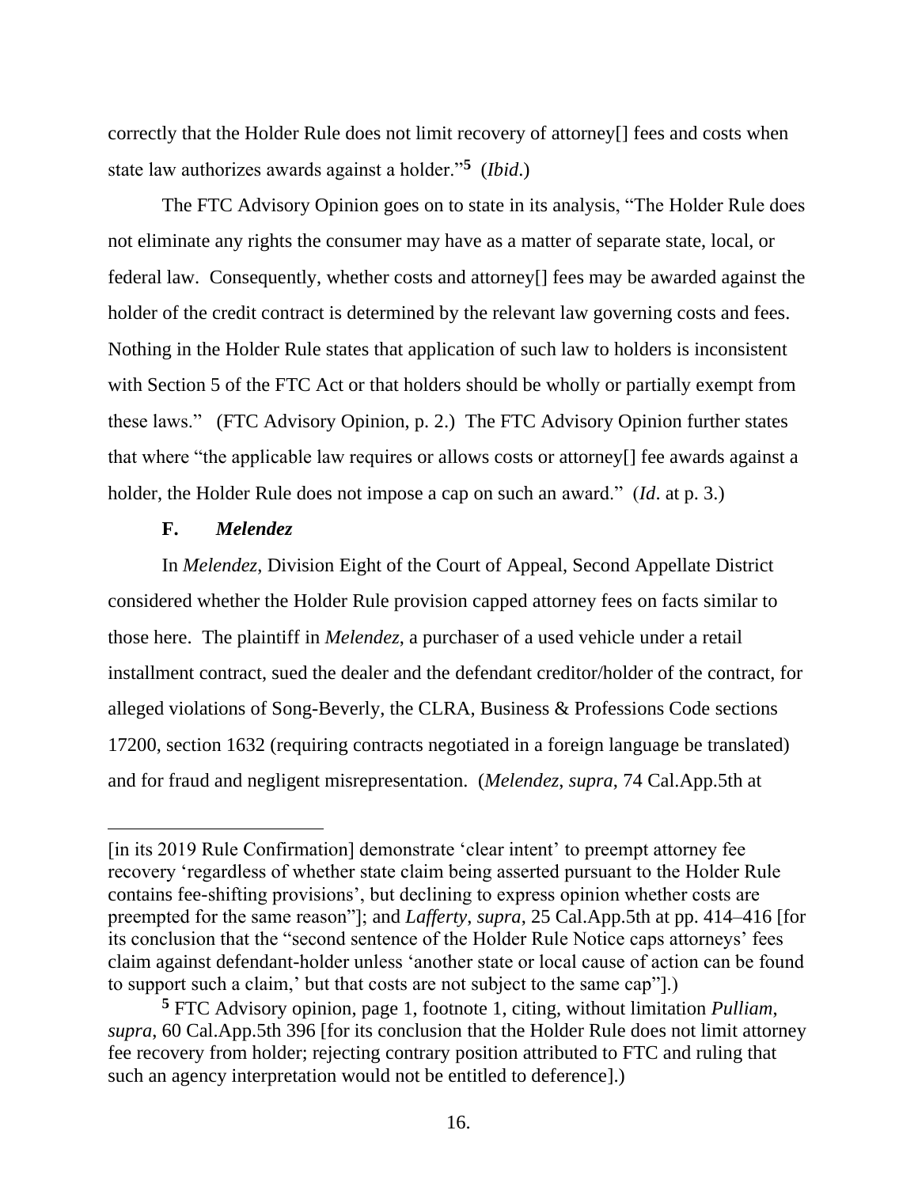correctly that the Holder Rule does not limit recovery of attorney[] fees and costs when state law authorizes awards against a holder."[5] (*Ibid*.)

The FTC Advisory Opinion goes on to state in its analysis, "The Holder Rule does not eliminate any rights the consumer may have as a matter of separate state, local, or federal law. Consequently, whether costs and attorney[] fees may be awarded against the holder of the credit contract is determined by the relevant law governing costs and fees. Nothing in the Holder Rule states that application of such law to holders is inconsistent with Section 5 of the FTC Act or that holders should be wholly or partially exempt from these laws." (FTC Advisory Opinion, p. 2.) The FTC Advisory Opinion further states that where "the applicable law requires or allows costs or attorney[] fee awards against a holder, the Holder Rule does not impose a cap on such an award." (*Id*. at p. 3.)

**F. *Melendez***

In *Melendez*, Division Eight of the Court of Appeal, Second Appellate District considered whether the Holder Rule provision capped attorney fees on facts similar to those here. The plaintiff in *Melendez*, a purchaser of a used vehicle under a retail installment contract, sued the dealer and the defendant creditor/holder of the contract, for alleged violations of Song-Beverly, the CLRA, Business & Professions Code sections 17200, section 1632 (requiring contracts negotiated in a foreign language be translated) and for fraud and negligent misrepresentation. (*Melendez, supra*, 74 Cal.App.5th at

---

[in its 2019 Rule Confirmation] demonstrate 'clear intent' to preempt attorney fee recovery 'regardless of whether state claim being asserted pursuant to the Holder Rule contains fee-shifting provisions', but declining to express opinion whether costs are preempted for the same reason"]; and *Lafferty*, *supra*, 25 Cal.App.5th at pp. 414–416 [for its conclusion that the "second sentence of the Holder Rule Notice caps attorneys' fees claim against defendant-holder unless 'another state or local cause of action can be found to support such a claim,' but that costs are not subject to the same cap"].)

[5] FTC Advisory opinion, page 1, footnote 1, citing, without limitation *Pulliam*, *supra*, 60 Cal.App.5th 396 [for its conclusion that the Holder Rule does not limit attorney fee recovery from holder; rejecting contrary position attributed to FTC and ruling that such an agency interpretation would not be entitled to deference].)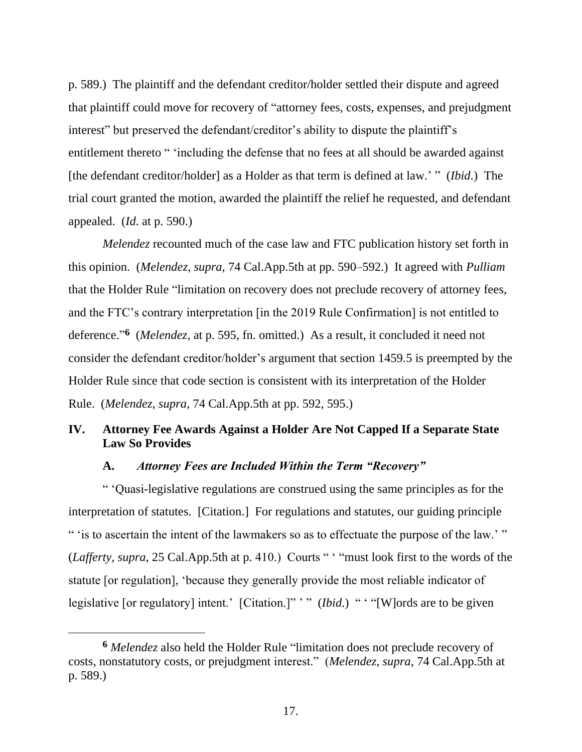p. 589.) The plaintiff and the defendant creditor/holder settled their dispute and agreed that plaintiff could move for recovery of "attorney fees, costs, expenses, and prejudgment interest" but preserved the defendant/creditor's ability to dispute the plaintiff's entitlement thereto " 'including the defense that no fees at all should be awarded against [the defendant creditor/holder] as a Holder as that term is defined at law.' " (*Ibid*.) The trial court granted the motion, awarded the plaintiff the relief he requested, and defendant appealed. (*Id*. at p. 590.)

*Melendez* recounted much of the case law and FTC publication history set forth in this opinion. (*Melendez*, *supra*, 74 Cal.App.5th at pp. 590–592.) It agreed with *Pulliam* that the Holder Rule "limitation on recovery does not preclude recovery of attorney fees, and the FTC's contrary interpretation [in the 2019 Rule Confirmation] is not entitled to deference."[6] (*Melendez*, at p. 595, fn. omitted.) As a result, it concluded it need not consider the defendant creditor/holder's argument that section 1459.5 is preempted by the Holder Rule since that code section is consistent with its interpretation of the Holder Rule. (*Melendez*, *supra*, 74 Cal.App.5th at pp. 592, 595.)

## IV. Attorney Fee Awards Against a Holder Are Not Capped If a Separate State Law So Provides

### A. *Attorney Fees are Included Within the Term "Recovery"*

" 'Quasi-legislative regulations are construed using the same principles as for the interpretation of statutes. [Citation.] For regulations and statutes, our guiding principle " 'is to ascertain the intent of the lawmakers so as to effectuate the purpose of the law.' " (*Lafferty*, *supra*, 25 Cal.App.5th at p. 410.) Courts " ' "must look first to the words of the statute [or regulation], 'because they generally provide the most reliable indicator of legislative [or regulatory] intent.' [Citation.]" ' " (*Ibid*.) " ' "[W]ords are to be given

[6] *Melendez* also held the Holder Rule "limitation does not preclude recovery of costs, nonstatutory costs, or prejudgment interest." (*Melendez*, *supra*, 74 Cal.App.5th at p. 589.)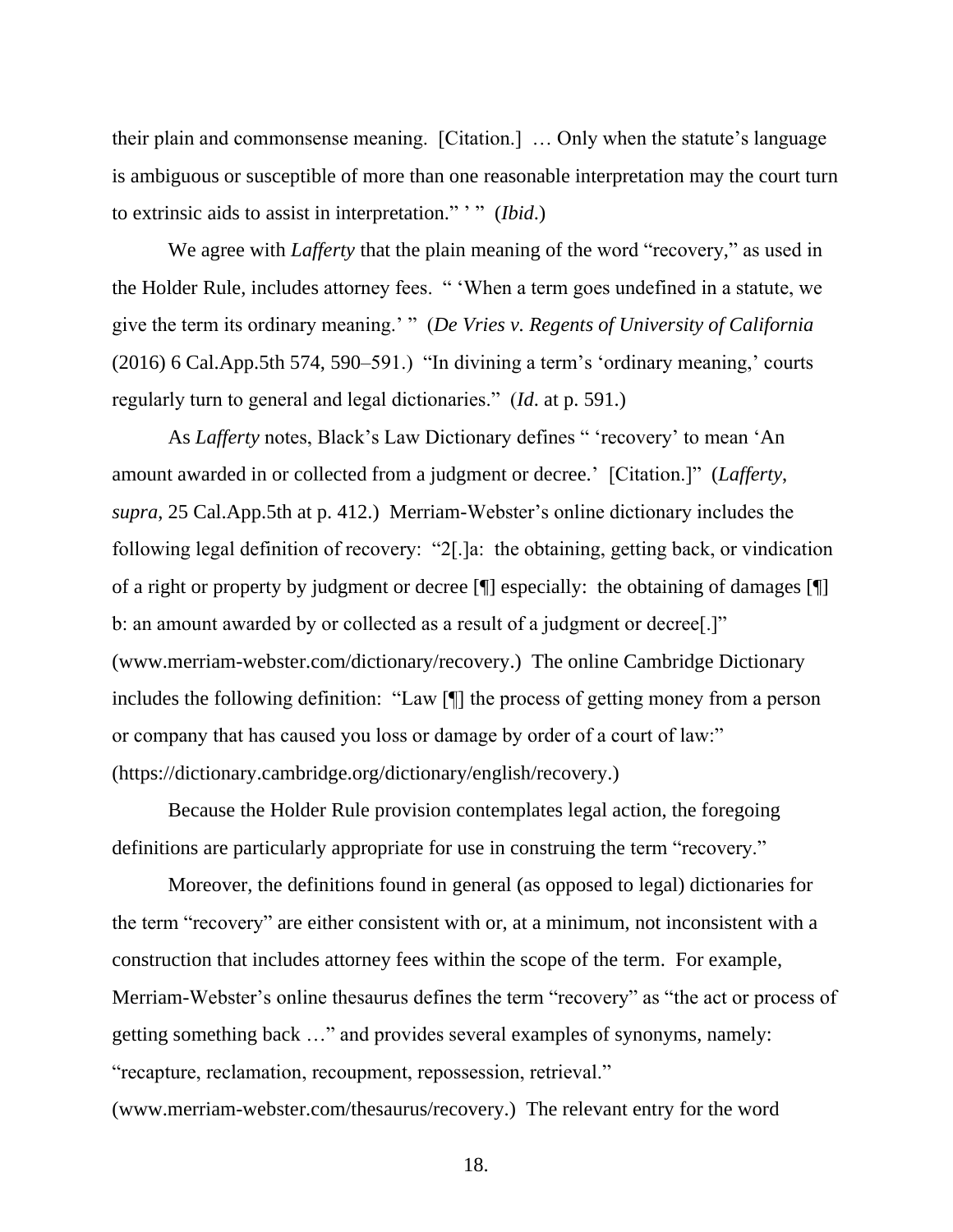their plain and commonsense meaning. [Citation.] … Only when the statute's language is ambiguous or susceptible of more than one reasonable interpretation may the court turn to extrinsic aids to assist in interpretation." ' " (*Ibid*.)

We agree with *Lafferty* that the plain meaning of the word "recovery," as used in the Holder Rule, includes attorney fees. " 'When a term goes undefined in a statute, we give the term its ordinary meaning.' " (*De Vries v. Regents of University of California* (2016) 6 Cal.App.5th 574, 590–591.) "In divining a term's 'ordinary meaning,' courts regularly turn to general and legal dictionaries." (*Id*. at p. 591.)

As *Lafferty* notes, Black's Law Dictionary defines " 'recovery' to mean 'An amount awarded in or collected from a judgment or decree.' [Citation.]" (*Lafferty*, *supra*, 25 Cal.App.5th at p. 412.) Merriam-Webster's online dictionary includes the following legal definition of recovery: "2[.]a: the obtaining, getting back, or vindication of a right or property by judgment or decree [¶] especially: the obtaining of damages [¶] b: an amount awarded by or collected as a result of a judgment or decree[.]" (www.merriam-webster.com/dictionary/recovery.) The online Cambridge Dictionary includes the following definition: "Law [¶] the process of getting money from a person or company that has caused you loss or damage by order of a court of law:" (https://dictionary.cambridge.org/dictionary/english/recovery.)

Because the Holder Rule provision contemplates legal action, the foregoing definitions are particularly appropriate for use in construing the term "recovery."

Moreover, the definitions found in general (as opposed to legal) dictionaries for the term "recovery" are either consistent with or, at a minimum, not inconsistent with a construction that includes attorney fees within the scope of the term. For example, Merriam-Webster's online thesaurus defines the term "recovery" as "the act or process of getting something back …" and provides several examples of synonyms, namely: "recapture, reclamation, recoupment, repossession, retrieval." (www.merriam-webster.com/thesaurus/recovery.) The relevant entry for the word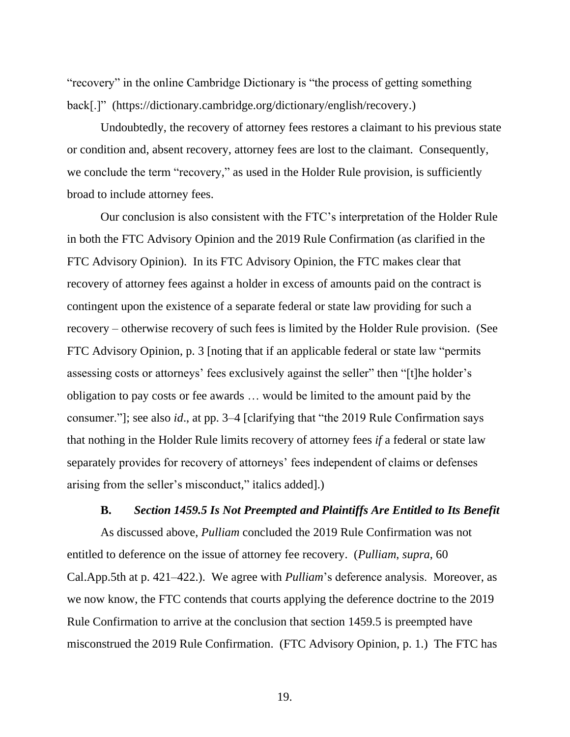"recovery" in the online Cambridge Dictionary is "the process of getting something back[.]" (https://dictionary.cambridge.org/dictionary/english/recovery.)

Undoubtedly, the recovery of attorney fees restores a claimant to his previous state or condition and, absent recovery, attorney fees are lost to the claimant. Consequently, we conclude the term "recovery," as used in the Holder Rule provision, is sufficiently broad to include attorney fees.

Our conclusion is also consistent with the FTC's interpretation of the Holder Rule in both the FTC Advisory Opinion and the 2019 Rule Confirmation (as clarified in the FTC Advisory Opinion). In its FTC Advisory Opinion, the FTC makes clear that recovery of attorney fees against a holder in excess of amounts paid on the contract is contingent upon the existence of a separate federal or state law providing for such a recovery – otherwise recovery of such fees is limited by the Holder Rule provision. (See FTC Advisory Opinion, p. 3 [noting that if an applicable federal or state law "permits assessing costs or attorneys' fees exclusively against the seller" then "[t]he holder's obligation to pay costs or fee awards … would be limited to the amount paid by the consumer."]; see also *id*., at pp. 3–4 [clarifying that "the 2019 Rule Confirmation says that nothing in the Holder Rule limits recovery of attorney fees *if* a federal or state law separately provides for recovery of attorneys' fees independent of claims or defenses arising from the seller's misconduct," italics added].)

### B. *Section 1459.5 Is Not Preempted and Plaintiffs Are Entitled to Its Benefit*

As discussed above, *Pulliam* concluded the 2019 Rule Confirmation was not entitled to deference on the issue of attorney fee recovery. (*Pulliam*, *supra*, 60 Cal.App.5th at p. 421–422.). We agree with *Pulliam*'s deference analysis. Moreover, as we now know, the FTC contends that courts applying the deference doctrine to the 2019 Rule Confirmation to arrive at the conclusion that section 1459.5 is preempted have misconstrued the 2019 Rule Confirmation. (FTC Advisory Opinion, p. 1.) The FTC has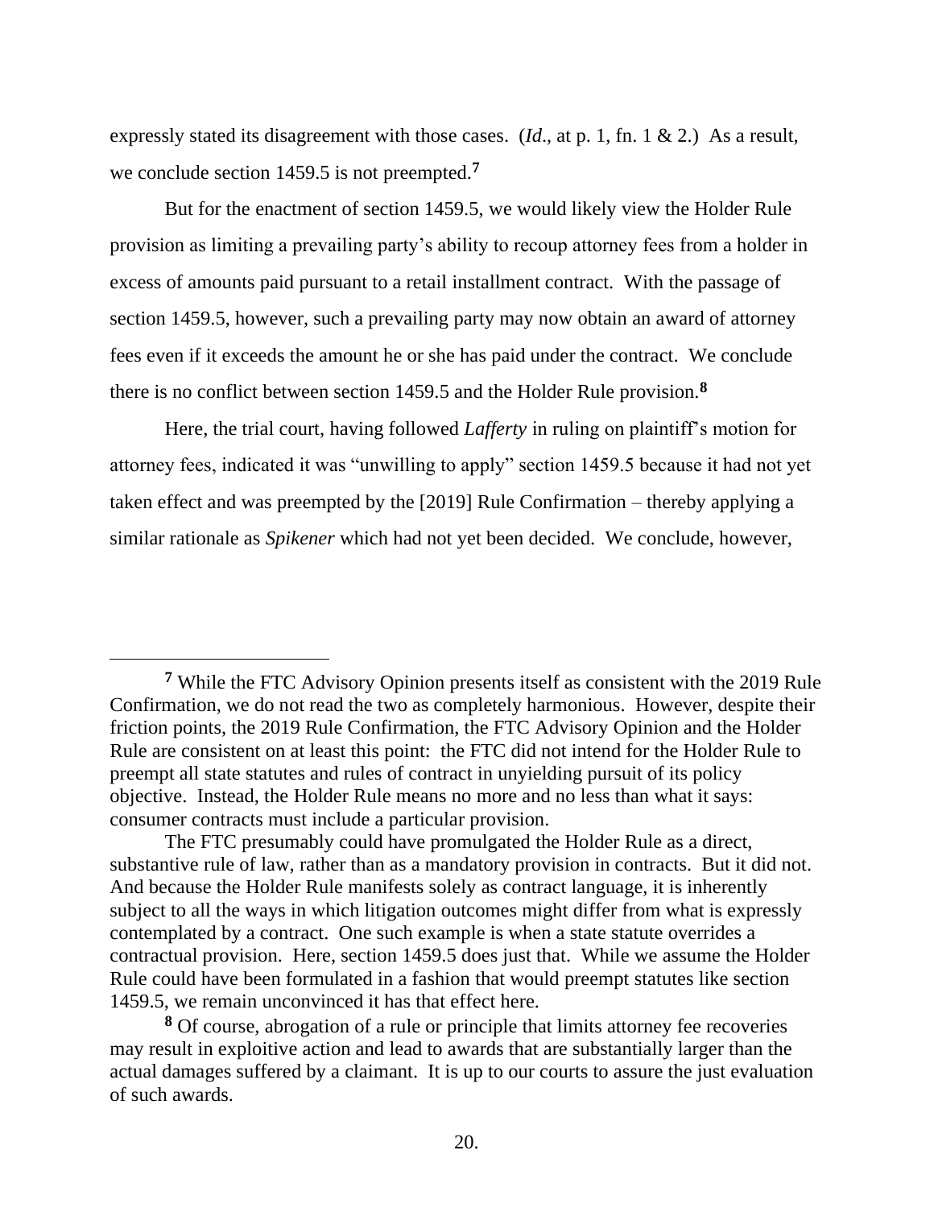expressly stated its disagreement with those cases. (*Id*., at p. 1, fn. 1 & 2.) As a result, we conclude section 1459.5 is not preempted.[7]

But for the enactment of section 1459.5, we would likely view the Holder Rule provision as limiting a prevailing party's ability to recoup attorney fees from a holder in excess of amounts paid pursuant to a retail installment contract. With the passage of section 1459.5, however, such a prevailing party may now obtain an award of attorney fees even if it exceeds the amount he or she has paid under the contract. We conclude there is no conflict between section 1459.5 and the Holder Rule provision.[8]

Here, the trial court, having followed *Lafferty* in ruling on plaintiff's motion for attorney fees, indicated it was "unwilling to apply" section 1459.5 because it had not yet taken effect and was preempted by the [2019] Rule Confirmation – thereby applying a similar rationale as *Spikener* which had not yet been decided. We conclude, however,

---

[7] While the FTC Advisory Opinion presents itself as consistent with the 2019 Rule Confirmation, we do not read the two as completely harmonious. However, despite their friction points, the 2019 Rule Confirmation, the FTC Advisory Opinion and the Holder Rule are consistent on at least this point: the FTC did not intend for the Holder Rule to preempt all state statutes and rules of contract in unyielding pursuit of its policy objective. Instead, the Holder Rule means no more and no less than what it says: consumer contracts must include a particular provision.

The FTC presumably could have promulgated the Holder Rule as a direct, substantive rule of law, rather than as a mandatory provision in contracts. But it did not. And because the Holder Rule manifests solely as contract language, it is inherently subject to all the ways in which litigation outcomes might differ from what is expressly contemplated by a contract. One such example is when a state statute overrides a contractual provision. Here, section 1459.5 does just that. While we assume the Holder Rule could have been formulated in a fashion that would preempt statutes like section 1459.5, we remain unconvinced it has that effect here.

[8] Of course, abrogation of a rule or principle that limits attorney fee recoveries may result in exploitive action and lead to awards that are substantially larger than the actual damages suffered by a claimant. It is up to our courts to assure the just evaluation of such awards.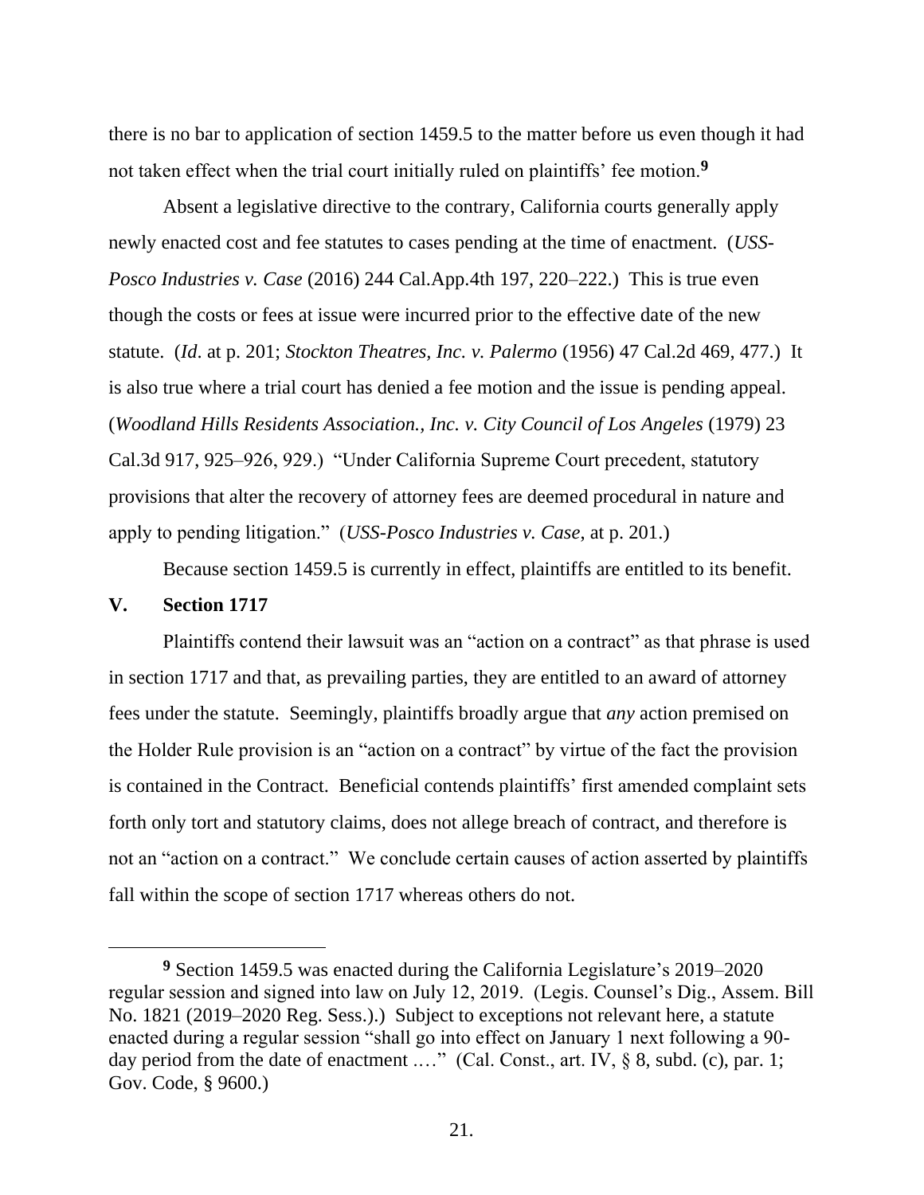there is no bar to application of section 1459.5 to the matter before us even though it had not taken effect when the trial court initially ruled on plaintiffs' fee motion.[9]

Absent a legislative directive to the contrary, California courts generally apply newly enacted cost and fee statutes to cases pending at the time of enactment. (*USS-Posco Industries v. Case* (2016) 244 Cal.App.4th 197, 220–222.) This is true even though the costs or fees at issue were incurred prior to the effective date of the new statute. (*Id*. at p. 201; *Stockton Theatres, Inc. v. Palermo* (1956) 47 Cal.2d 469, 477.) It is also true where a trial court has denied a fee motion and the issue is pending appeal. (*Woodland Hills Residents Association., Inc. v. City Council of Los Angeles* (1979) 23 Cal.3d 917, 925–926, 929.) "Under California Supreme Court precedent, statutory provisions that alter the recovery of attorney fees are deemed procedural in nature and apply to pending litigation." (*USS-Posco Industries v. Case*, at p. 201.)

Because section 1459.5 is currently in effect, plaintiffs are entitled to its benefit.

## V. Section 1717

Plaintiffs contend their lawsuit was an "action on a contract" as that phrase is used in section 1717 and that, as prevailing parties, they are entitled to an award of attorney fees under the statute. Seemingly, plaintiffs broadly argue that *any* action premised on the Holder Rule provision is an "action on a contract" by virtue of the fact the provision is contained in the Contract. Beneficial contends plaintiffs' first amended complaint sets forth only tort and statutory claims, does not allege breach of contract, and therefore is not an "action on a contract." We conclude certain causes of action asserted by plaintiffs fall within the scope of section 1717 whereas others do not.

---

[9] Section 1459.5 was enacted during the California Legislature's 2019–2020 regular session and signed into law on July 12, 2019. (Legis. Counsel's Digest, Assem. Bill No. 1821 (2019–2020 Reg. Sess.).) Subject to exceptions not relevant here, a statute enacted during a regular session "shall go into effect on January 1 next following a 90-day period from the date of enactment .…" (Cal. Const., art. IV, § 8, subd. (c), par. 1; Gov. Code, § 9600.)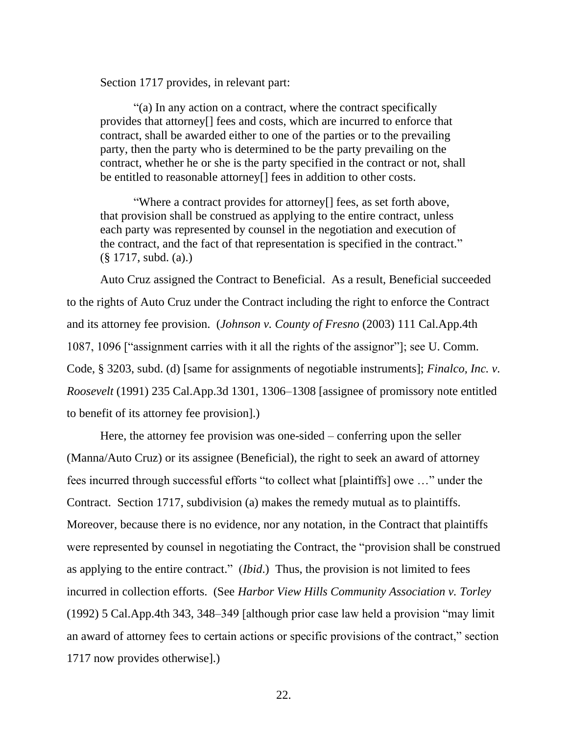Section 1717 provides, in relevant part:

> "(a) In any action on a contract, where the contract specifically provides that attorney[] fees and costs, which are incurred to enforce that contract, shall be awarded either to one of the parties or to the prevailing party, then the party who is determined to be the party prevailing on the contract, whether he or she is the party specified in the contract or not, shall be entitled to reasonable attorney[] fees in addition to other costs.
>
> "Where a contract provides for attorney[] fees, as set forth above, that provision shall be construed as applying to the entire contract, unless each party was represented by counsel in the negotiation and execution of the contract, and the fact of that representation is specified in the contract." (§ 1717, subd. (a).)

Auto Cruz assigned the Contract to Beneficial. As a result, Beneficial succeeded to the rights of Auto Cruz under the Contract including the right to enforce the Contract and its attorney fee provision. (*Johnson v. County of Fresno* (2003) 111 Cal.App.4th 1087, 1096 ["assignment carries with it all the rights of the assignor"]; see U. Comm. Code, § 3203, subd. (d) [same for assignments of negotiable instruments]; *Finalco, Inc. v. Roosevelt* (1991) 235 Cal.App.3d 1301, 1306–1308 [assignee of promissory note entitled to benefit of its attorney fee provision].)

Here, the attorney fee provision was one-sided – conferring upon the seller (Manna/Auto Cruz) or its assignee (Beneficial), the right to seek an award of attorney fees incurred through successful efforts "to collect what [plaintiffs] owe …" under the Contract. Section 1717, subdivision (a) makes the remedy mutual as to plaintiffs. Moreover, because there is no evidence, nor any notation, in the Contract that plaintiffs were represented by counsel in negotiating the Contract, the "provision shall be construed as applying to the entire contract." (*Ibid*.) Thus, the provision is not limited to fees incurred in collection efforts. (See *Harbor View Hills Community Association v. Torley* (1992) 5 Cal.App.4th 343, 348–349 [although prior case law held a provision "may limit an award of attorney fees to certain actions or specific provisions of the contract," section 1717 now provides otherwise].)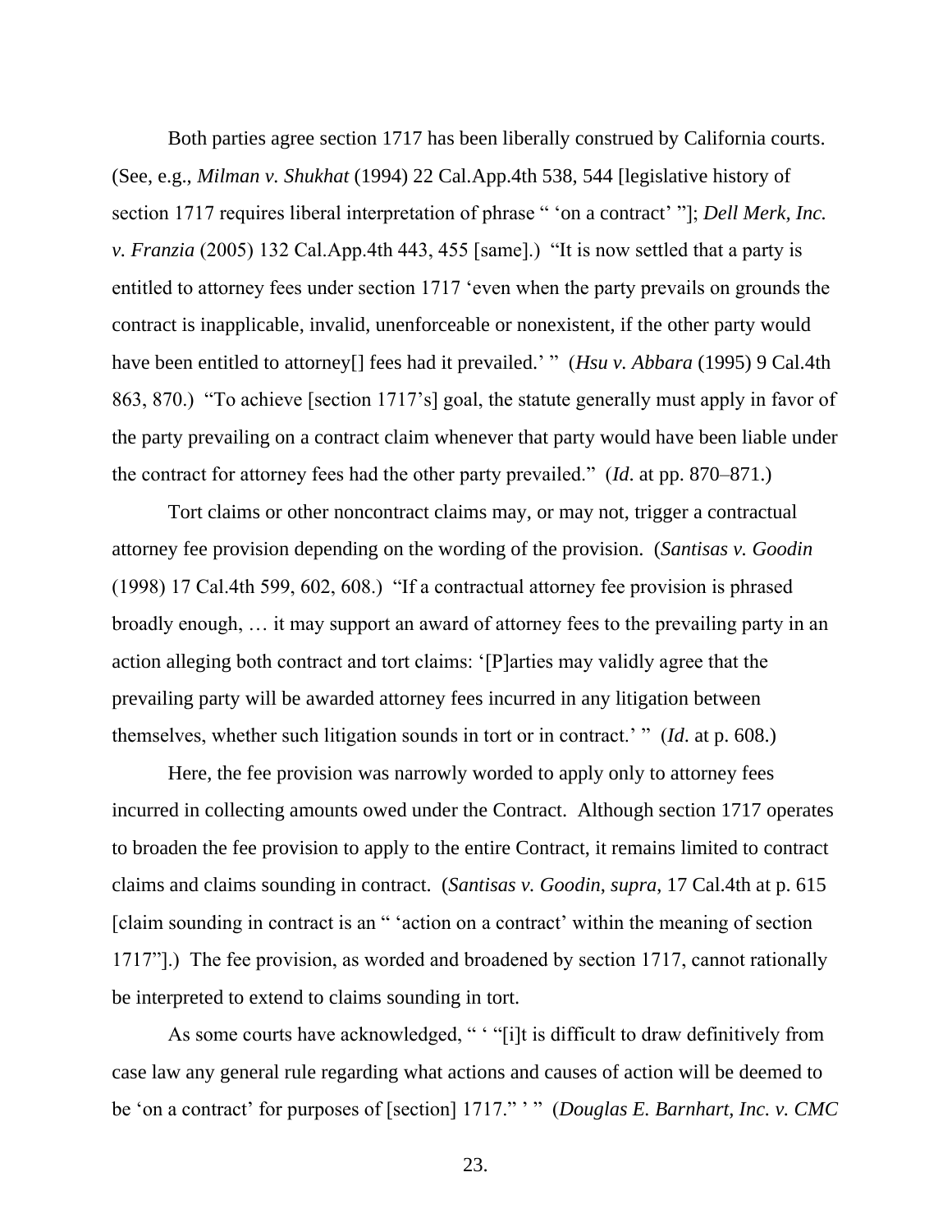Both parties agree section 1717 has been liberally construed by California courts. (See, e.g., *Milman v. Shukhat* (1994) 22 Cal.App.4th 538, 544 [legislative history of section 1717 requires liberal interpretation of phrase " 'on a contract' "]; *Dell Merk, Inc. v. Franzia* (2005) 132 Cal.App.4th 443, 455 [same].) "It is now settled that a party is entitled to attorney fees under section 1717 'even when the party prevails on grounds the contract is inapplicable, invalid, unenforceable or nonexistent, if the other party would have been entitled to attorney[] fees had it prevailed.' " (*Hsu v. Abbara* (1995) 9 Cal.4th 863, 870.) "To achieve [section 1717's] goal, the statute generally must apply in favor of the party prevailing on a contract claim whenever that party would have been liable under the contract for attorney fees had the other party prevailed." (*Id*. at pp. 870–871.)

Tort claims or other noncontract claims may, or may not, trigger a contractual attorney fee provision depending on the wording of the provision. (*Santisas v. Goodin* (1998) 17 Cal.4th 599, 602, 608.) "If a contractual attorney fee provision is phrased broadly enough, … it may support an award of attorney fees to the prevailing party in an action alleging both contract and tort claims: '[P]arties may validly agree that the prevailing party will be awarded attorney fees incurred in any litigation between themselves, whether such litigation sounds in tort or in contract.' " (*Id*. at p. 608.)

Here, the fee provision was narrowly worded to apply only to attorney fees incurred in collecting amounts owed under the Contract. Although section 1717 operates to broaden the fee provision to apply to the entire Contract, it remains limited to contract claims and claims sounding in contract. (*Santisas v. Goodin*, *supra*, 17 Cal.4th at p. 615 [claim sounding in contract is an " 'action on a contract' within the meaning of section 1717"].) The fee provision, as worded and broadened by section 1717, cannot rationally be interpreted to extend to claims sounding in tort.

As some courts have acknowledged, " ' "[i]t is difficult to draw definitively from case law any general rule regarding what actions and causes of action will be deemed to be 'on a contract' for purposes of [section] 1717." ' " (*Douglas E. Barnhart, Inc. v. CMC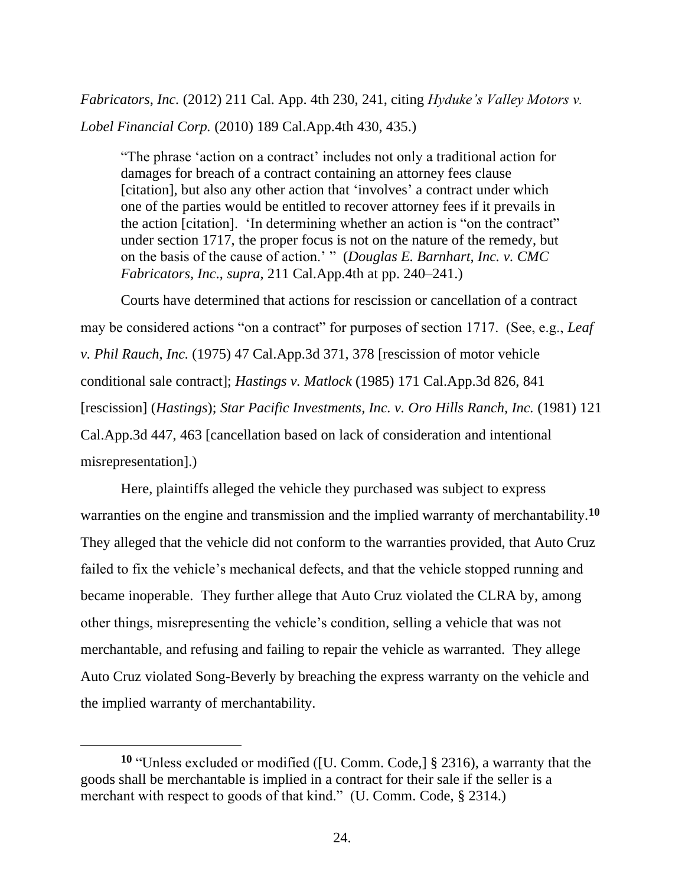*Fabricators, Inc.* (2012) 211 Cal. App. 4th 230, 241, citing *Hyduke's Valley Motors v. Lobel Financial Corp.* (2010) 189 Cal.App.4th 430, 435.)

> "The phrase 'action on a contract' includes not only a traditional action for damages for breach of a contract containing an attorney fees clause [citation], but also any other action that 'involves' a contract under which one of the parties would be entitled to recover attorney fees if it prevails in the action [citation]. 'In determining whether an action is "on the contract" under section 1717, the proper focus is not on the nature of the remedy, but on the basis of the cause of action.' " (*Douglas E. Barnhart, Inc. v. CMC Fabricators, Inc*., *supra*, 211 Cal.App.4th at pp. 240–241.)

Courts have determined that actions for rescission or cancellation of a contract may be considered actions "on a contract" for purposes of section 1717. (See, e.g., *Leaf v. Phil Rauch, Inc.* (1975) 47 Cal.App.3d 371, 378 [rescission of motor vehicle conditional sale contract]; *Hastings v. Matlock* (1985) 171 Cal.App.3d 826, 841 [rescission] (*Hastings*); *Star Pacific Investments, Inc. v. Oro Hills Ranch, Inc.* (1981) 121 Cal.App.3d 447, 463 [cancellation based on lack of consideration and intentional misrepresentation].)

Here, plaintiffs alleged the vehicle they purchased was subject to express warranties on the engine and transmission and the implied warranty of merchantability.[10] They alleged that the vehicle did not conform to the warranties provided, that Auto Cruz failed to fix the vehicle's mechanical defects, and that the vehicle stopped running and became inoperable. They further allege that Auto Cruz violated the CLRA by, among other things, misrepresenting the vehicle's condition, selling a vehicle that was not merchantable, and refusing and failing to repair the vehicle as warranted. They allege Auto Cruz violated Song-Beverly by breaching the express warranty on the vehicle and the implied warranty of merchantability.

---

[10] "Unless excluded or modified ([U. Comm. Code,] § 2316), a warranty that the goods shall be merchantable is implied in a contract for their sale if the seller is a merchant with respect to goods of that kind." (U. Comm. Code, § 2314.)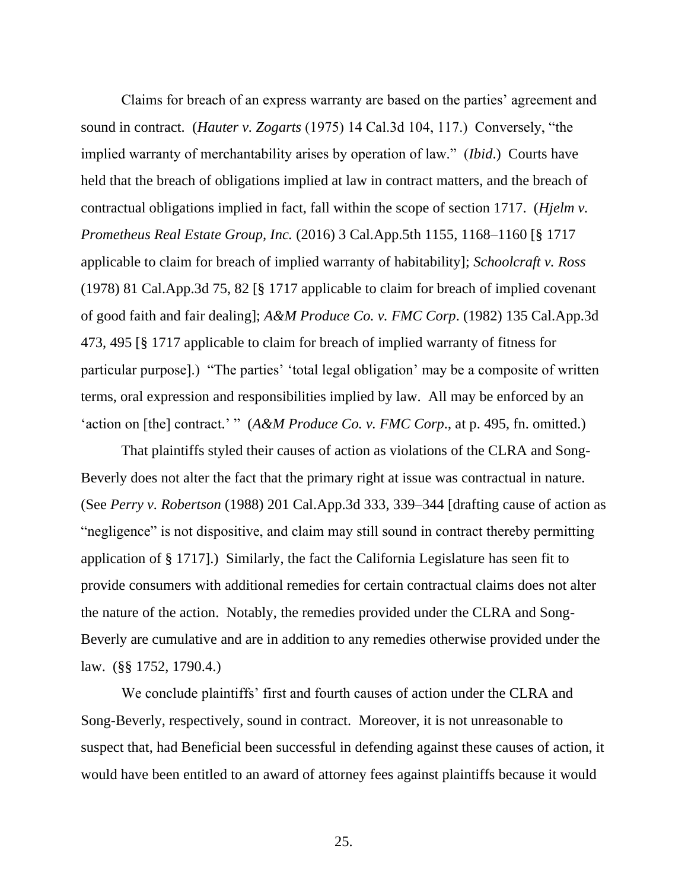Claims for breach of an express warranty are based on the parties' agreement and sound in contract. (*Hauter v. Zogarts* (1975) 14 Cal.3d 104, 117.) Conversely, "the implied warranty of merchantability arises by operation of law." (*Ibid*.) Courts have held that the breach of obligations implied at law in contract matters, and the breach of contractual obligations implied in fact, fall within the scope of section 1717. (*Hjelm v. Prometheus Real Estate Group, Inc.* (2016) 3 Cal.App.5th 1155, 1168–1160 [§ 1717 applicable to claim for breach of implied warranty of habitability]; *Schoolcraft v. Ross* (1978) 81 Cal.App.3d 75, 82 [§ 1717 applicable to claim for breach of implied covenant of good faith and fair dealing]; *A&M Produce Co. v. FMC Corp*. (1982) 135 Cal.App.3d 473, 495 [§ 1717 applicable to claim for breach of implied warranty of fitness for particular purpose].) "The parties' 'total legal obligation' may be a composite of written terms, oral expression and responsibilities implied by law. All may be enforced by an 'action on [the] contract.' " (*A&M Produce Co. v. FMC Corp*., at p. 495, fn. omitted.)

That plaintiffs styled their causes of action as violations of the CLRA and Song-Beverly does not alter the fact that the primary right at issue was contractual in nature. (See *Perry v. Robertson* (1988) 201 Cal.App.3d 333, 339–344 [drafting cause of action as "negligence" is not dispositive, and claim may still sound in contract thereby permitting application of § 1717].) Similarly, the fact the California Legislature has seen fit to provide consumers with additional remedies for certain contractual claims does not alter the nature of the action. Notably, the remedies provided under the CLRA and Song-Beverly are cumulative and are in addition to any remedies otherwise provided under the law. (§§ 1752, 1790.4.)

We conclude plaintiffs' first and fourth causes of action under the CLRA and Song-Beverly, respectively, sound in contract. Moreover, it is not unreasonable to suspect that, had Beneficial been successful in defending against these causes of action, it would have been entitled to an award of attorney fees against plaintiffs because it would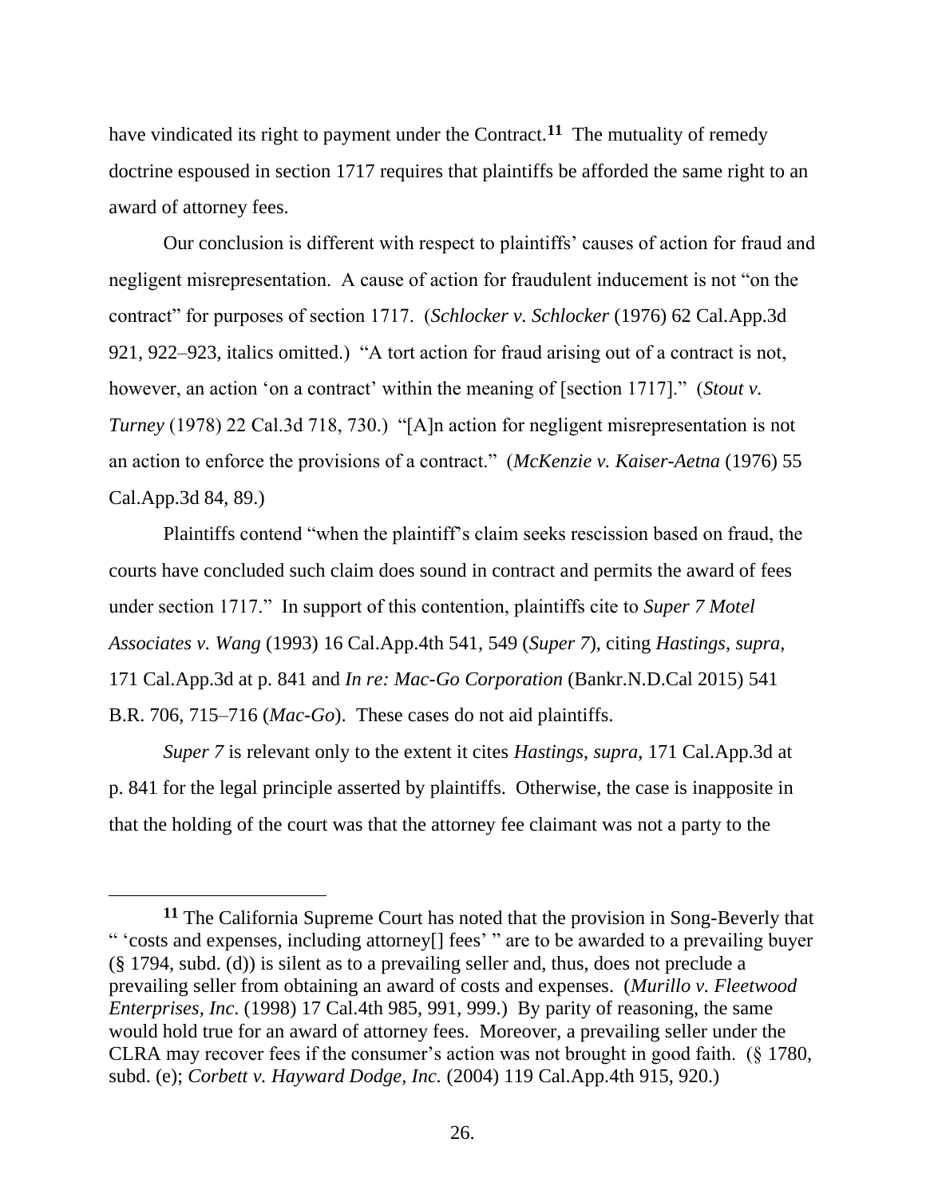have vindicated its right to payment under the Contract.[11] The mutuality of remedy doctrine espoused in section 1717 requires that plaintiffs be afforded the same right to an award of attorney fees.

Our conclusion is different with respect to plaintiffs' causes of action for fraud and negligent misrepresentation. A cause of action for fraudulent inducement is not "on the contract" for purposes of section 1717. (*Schlocker v. Schlocker* (1976) 62 Cal.App.3d 921, 922–923, italics omitted.) "A tort action for fraud arising out of a contract is not, however, an action 'on a contract' within the meaning of [section 1717]." (*Stout v. Turney* (1978) 22 Cal.3d 718, 730.) "[A]n action for negligent misrepresentation is not an action to enforce the provisions of a contract." (*McKenzie v. Kaiser-Aetna* (1976) 55 Cal.App.3d 84, 89.)

Plaintiffs contend "when the plaintiff's claim seeks rescission based on fraud, the courts have concluded such claim does sound in contract and permits the award of fees under section 1717." In support of this contention, plaintiffs cite to *Super 7 Motel Associates v. Wang* (1993) 16 Cal.App.4th 541, 549 (*Super 7*), citing *Hastings*, *supra*, 171 Cal.App.3d at p. 841 and *In re: Mac-Go Corporation* (Bankr.N.D.Cal 2015) 541 B.R. 706, 715–716 (*Mac-Go*). These cases do not aid plaintiffs.

*Super 7* is relevant only to the extent it cites *Hastings*, *supra*, 171 Cal.App.3d at p. 841 for the legal principle asserted by plaintiffs. Otherwise, the case is inapposite in that the holding of the court was that the attorney fee claimant was not a party to the

---

[11] The California Supreme Court has noted that the provision in Song-Beverly that " 'costs and expenses, including attorney[] fees' " are to be awarded to a prevailing buyer (§ 1794, subd. (d)) is silent as to a prevailing seller and, thus, does not preclude a prevailing seller from obtaining an award of costs and expenses. (*Murillo v. Fleetwood Enterprises, Inc.* (1998) 17 Cal.4th 985, 991, 999.) By parity of reasoning, the same would hold true for an award of attorney fees. Moreover, a prevailing seller under the CLRA may recover fees if the consumer's action was not brought in good faith. (§ 1780, subd. (e); *Corbett v. Hayward Dodge, Inc.* (2004) 119 Cal.App.4th 915, 920.)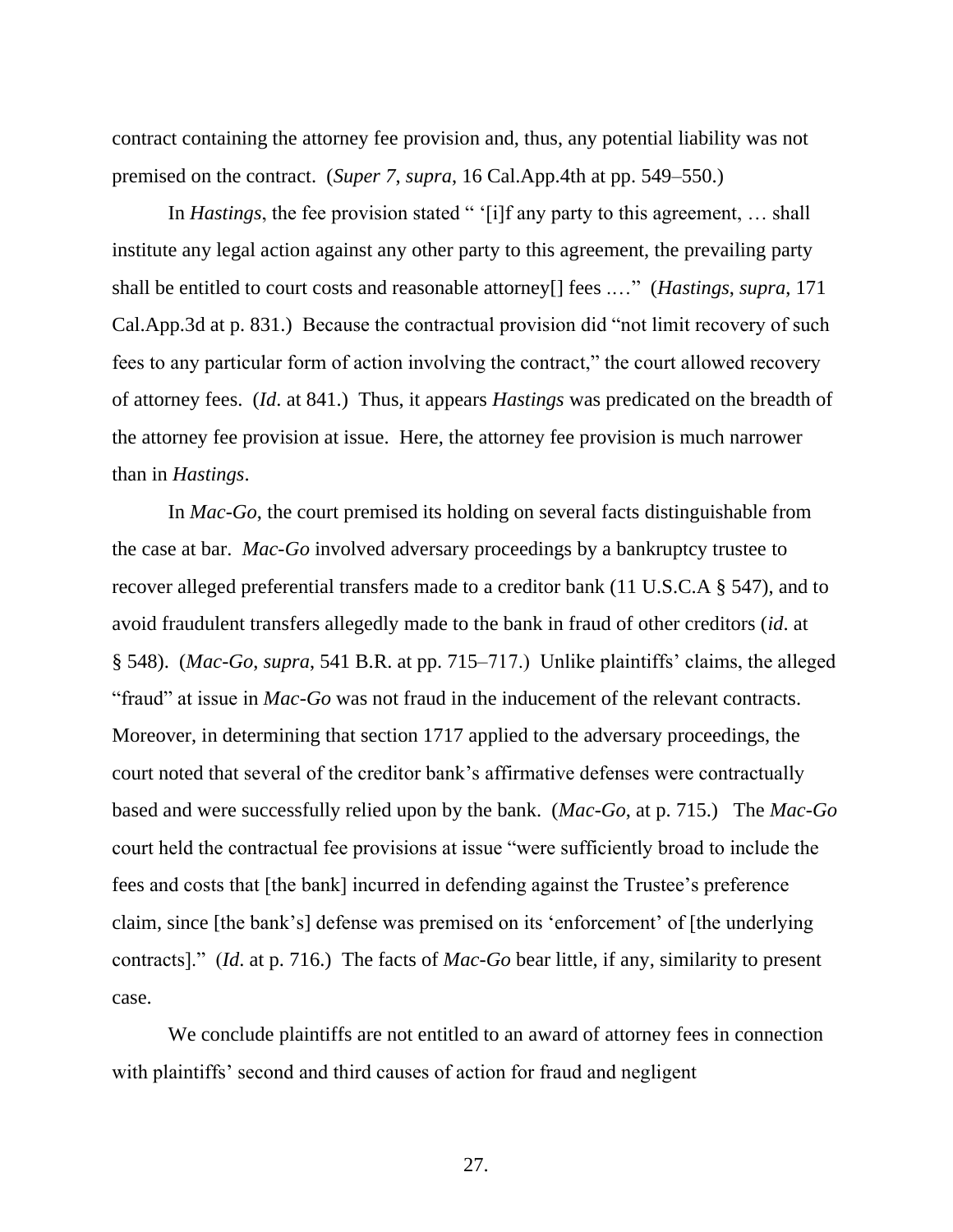contract containing the attorney fee provision and, thus, any potential liability was not premised on the contract. (*Super 7*, *supra*, 16 Cal.App.4th at pp. 549–550.)

In *Hastings*, the fee provision stated " '[i]f any party to this agreement, … shall institute any legal action against any other party to this agreement, the prevailing party shall be entitled to court costs and reasonable attorney[] fees .…" (*Hastings*, *supra*, 171 Cal.App.3d at p. 831.) Because the contractual provision did "not limit recovery of such fees to any particular form of action involving the contract," the court allowed recovery of attorney fees. (*Id*. at 841.) Thus, it appears *Hastings* was predicated on the breadth of the attorney fee provision at issue. Here, the attorney fee provision is much narrower than in *Hastings*.

In *Mac-Go*, the court premised its holding on several facts distinguishable from the case at bar. *Mac-Go* involved adversary proceedings by a bankruptcy trustee to recover alleged preferential transfers made to a creditor bank (11 U.S.C.A § 547), and to avoid fraudulent transfers allegedly made to the bank in fraud of other creditors (*id*. at § 548). (*Mac-Go, supra*, 541 B.R. at pp. 715–717.) Unlike plaintiffs' claims, the alleged "fraud" at issue in *Mac-Go* was not fraud in the inducement of the relevant contracts. Moreover, in determining that section 1717 applied to the adversary proceedings, the court noted that several of the creditor bank's affirmative defenses were contractually based and were successfully relied upon by the bank. (*Mac-Go*, at p. 715.) The *Mac-Go* court held the contractual fee provisions at issue "were sufficiently broad to include the fees and costs that [the bank] incurred in defending against the Trustee's preference claim, since [the bank's] defense was premised on its 'enforcement' of [the underlying contracts]." (*Id*. at p. 716.) The facts of *Mac-Go* bear little, if any, similarity to present case.

We conclude plaintiffs are not entitled to an award of attorney fees in connection with plaintiffs' second and third causes of action for fraud and negligent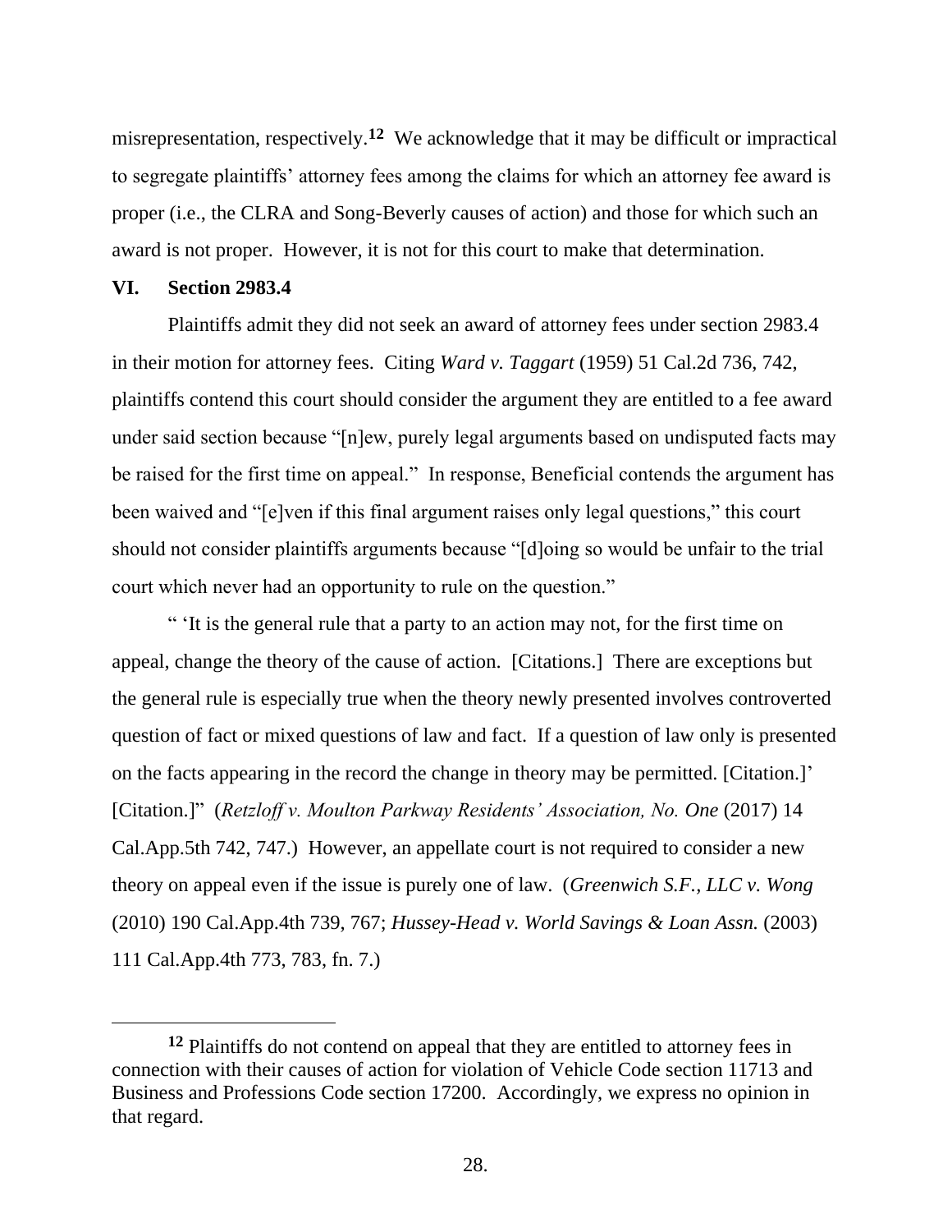misrepresentation, respectively.[12] We acknowledge that it may be difficult or impractical to segregate plaintiffs' attorney fees among the claims for which an attorney fee award is proper (i.e., the CLRA and Song-Beverly causes of action) and those for which such an award is not proper. However, it is not for this court to make that determination.

## VI. Section 2983.4

Plaintiffs admit they did not seek an award of attorney fees under section 2983.4 in their motion for attorney fees. Citing *Ward v. Taggart* (1959) 51 Cal.2d 736, 742, plaintiffs contend this court should consider the argument they are entitled to a fee award under said section because "[n]ew, purely legal arguments based on undisputed facts may be raised for the first time on appeal." In response, Beneficial contends the argument has been waived and "[e]ven if this final argument raises only legal questions," this court should not consider plaintiffs arguments because "[d]oing so would be unfair to the trial court which never had an opportunity to rule on the question."

" 'It is the general rule that a party to an action may not, for the first time on appeal, change the theory of the cause of action. [Citations.] There are exceptions but the general rule is especially true when the theory newly presented involves controverted question of fact or mixed questions of law and fact. If a question of law only is presented on the facts appearing in the record the change in theory may be permitted. [Citation.]' [Citation.]" (*Retzloff v. Moulton Parkway Residents' Association, No. One* (2017) 14 Cal.App.5th 742, 747.) However, an appellate court is not required to consider a new theory on appeal even if the issue is purely one of law. (*Greenwich S.F., LLC v. Wong* (2010) 190 Cal.App.4th 739, 767; *Hussey-Head v. World Savings & Loan Assn.* (2003) 111 Cal.App.4th 773, 783, fn. 7.)

---

[12] Plaintiffs do not contend on appeal that they are entitled to attorney fees in connection with their causes of action for violation of Vehicle Code section 11713 and Business and Professions Code section 17200. Accordingly, we express no opinion in that regard.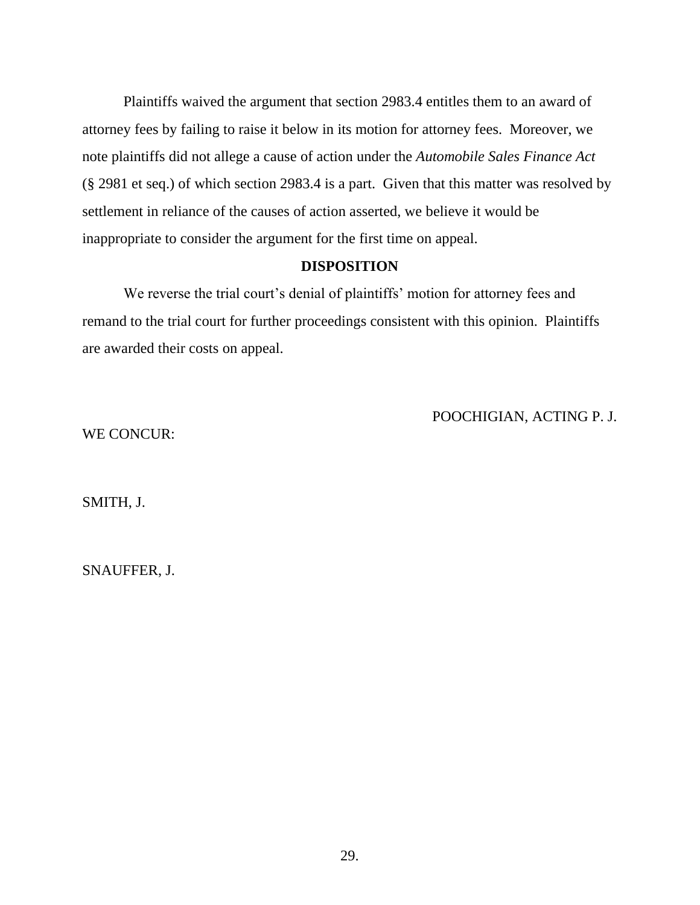Plaintiffs waived the argument that section 2983.4 entitles them to an award of attorney fees by failing to raise it below in its motion for attorney fees. Moreover, we note plaintiffs did not allege a cause of action under the *Automobile Sales Finance Act* (§ 2981 et seq.) of which section 2983.4 is a part. Given that this matter was resolved by settlement in reliance of the causes of action asserted, we believe it would be inappropriate to consider the argument for the first time on appeal.

**DISPOSITION**

We reverse the trial court's denial of plaintiffs' motion for attorney fees and remand to the trial court for further proceedings consistent with this opinion. Plaintiffs are awarded their costs on appeal.

POOCHIGIAN, ACTING P. J.

WE CONCUR:

SMITH, J.

SNAUFFER, J.